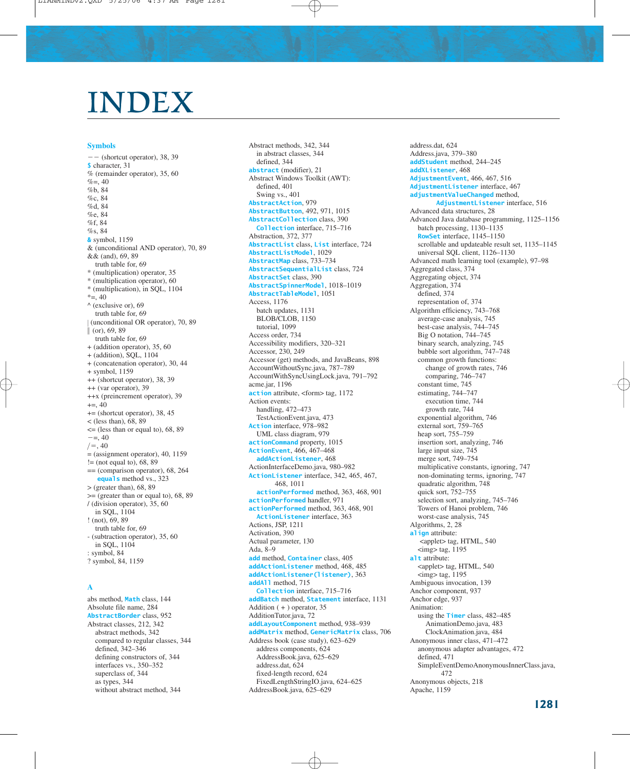# INDEX

## Symbols

-- (shortcut operator), 38, 39
$ character, 31
% (remainder operator), 35, 60
%=, 40
%b, 84
%c, 84
%d, 84
%e, 84
%f, 84
%s, 84
& symbol, 1159
& (unconditional AND operator), 70, 89
&& (and), 69, 89
  truth table for, 69
* (multiplication) operator, 35
* (multiplication operator), 60
* (multiplication), in SQL, 1104
*=, 40
^ (exclusive or), 69
  truth table for, 69
| (unconditional OR operator), 70, 89
|| (or), 69, 89
  truth table for, 69
+ (addition operator), 35, 60
+ (addition), SQL, 1104
+ (concatenation operator), 30, 44
+ symbol, 1159
++ (shortcut operator), 38, 39
++ (var operator), 39
++x (preincrement operator), 39
+=, 40
+= (shortcut operator), 38, 45
< (less than), 68, 89
<= (less than or equal to), 68, 89
-=, 40
/=, 40
= (assignment operator), 40, 1159
!= (not equal to), 68, 89
== (comparison operator), 68, 264
  equals method vs., 323
> (greater than), 68, 89
>= (greater than or equal to), 68, 89
/ (division operator), 35, 60
  in SQL, 1104
! (not), 69, 89
  truth table for, 69
- (subtraction operator), 35, 60
  in SQL, 1104
: symbol, 84
? symbol, 84, 1159

## A

abs method, Math class, 144
Absolute file name, 284
AbstractBorder class, 952
Abstract classes, 212, 342
  abstract methods, 342
  compared to regular classes, 344
  defined, 342–346
  defining constructors of, 344
  interfaces vs., 350–352
  superclass of, 344
  as types, 344
  without abstract method, 344
Abstract methods, 342, 344
  in abstract classes, 344
  defined, 344
abstract (modifier), 21
Abstract Windows Toolkit (AWT):
  defined, 401
  Swing vs., 401
AbstractAction, 979
AbstractButton, 492, 971, 1015
AbstractCollection class, 390
  Collection interface, 715–716
Abstraction, 372, 377
AbstractList class, List interface, 724
AbstractListModel, 1029
AbstractMap class, 733–734
AbstractSequentialList class, 724
AbstractSet class, 390
AbstractSpinnerModel, 1018–1019
AbstractTableModel, 1051
Access, 1176
  batch updates, 1131
  BLOB/CLOB, 1150
  tutorial, 1099
Access order, 734
Accessibility modifiers, 320–321
Accessor, 230, 249
Accessor (get) methods, and JavaBeans, 898
AccountWithoutSync.java, 787–789
AccountWithSyncUsingLock.java, 791–792
acme.jar, 1196
action attribute, <form> tag, 1172
Action events:
  handling, 472–473
  TestActionEvent.java, 473
Action interface, 978–982
  UML class diagram, 979
actionCommand property, 1015
ActionEvent, 466, 467–468
  addActionListener, 468
ActionInterfaceDemo.java, 980–982
ActionListener interface, 342, 465, 467, 468, 1011
  actionPerformed method, 363, 468, 901
actionPerformed handler, 971
actionPerformed method, 363, 468, 901
  ActionListener interface, 363
Actions, JSP, 1211
Activation, 390
Actual parameter, 130
Ada, 8–9
add method, Container class, 405
addActionListener method, 468, 485
addActionListener(listener), 363
addAll method, 715
  Collection interface, 715–716
addBatch method, Statement interface, 1131
Addition ( + ) operator, 35
AdditionTutor.java, 72
addLayoutComponent method, 938–939
addMatrix method, GenericMatrix class, 706
Address book (case study), 623–629
  address components, 624
  AddressBook.java, 625–629
  address.dat, 624
  fixed-length record, 624
  FixedLengthStringIO.java, 624–625
AddressBook.java, 625–629
address.dat, 624
Address.java, 379–380
addStudent method, 244–245
addXListener, 468
AdjustmentEvent, 466, 467, 516
AdjustmentListener interface, 467
adjustmentValueChanged method,
  AdjustmentListener interface, 516
Advanced data structures, 28
Advanced Java database programming, 1125–1156
  batch processing, 1130–1135
  RowSet interface, 1145–1150
  scrollable and updateable result set, 1135–1145
  universal SQL client, 1126–1130
Advanced math learning tool (example), 97–98
Aggregated class, 374
Aggregating object, 374
Aggregation, 374
  defined, 374
  representation of, 374
Algorithm efficiency, 743–768
  average-case analysis, 745
  best-case analysis, 744–745
  Big O notation, 744–745
  binary search, analyzing, 745
  bubble sort algorithm, 747–748
  common growth functions:
    change of growth rates, 746
    comparing, 746–747
  constant time, 745
  estimating, 744–747
    execution time, 744
    growth rate, 744
  exponential algorithm, 746
  external sort, 759–765
  heap sort, 755–759
  insertion sort, analyzing, 746
  large input size, 745
  merge sort, 749–754
  multiplicative constants, ignoring, 747
  non-dominating terms, ignoring, 747
  quadratic algorithm, 748
  quick sort, 752–755
  selection sort, analyzing, 745–746
  Towers of Hanoi problem, 746
  worst-case analysis, 745
Algorithms, 2, 28
align attribute:
  <applet> tag, HTML, 540
  <img> tag, 1195
alt attribute:
  <applet> tag, HTML, 540
  <img> tag, 1195
Ambiguous invocation, 139
Anchor component, 937
Anchor edge, 937
Animation:
  using the Timer class, 482–485
    AnimationDemo.java, 483
    ClockAnimation.java, 484
Anonymous inner class, 471–472
  anonymous adapter advantages, 472
  defined, 471
  SimpleEventDemoAnonymousInnerClass.java, 472
Anonymous objects, 218
Apache, 1159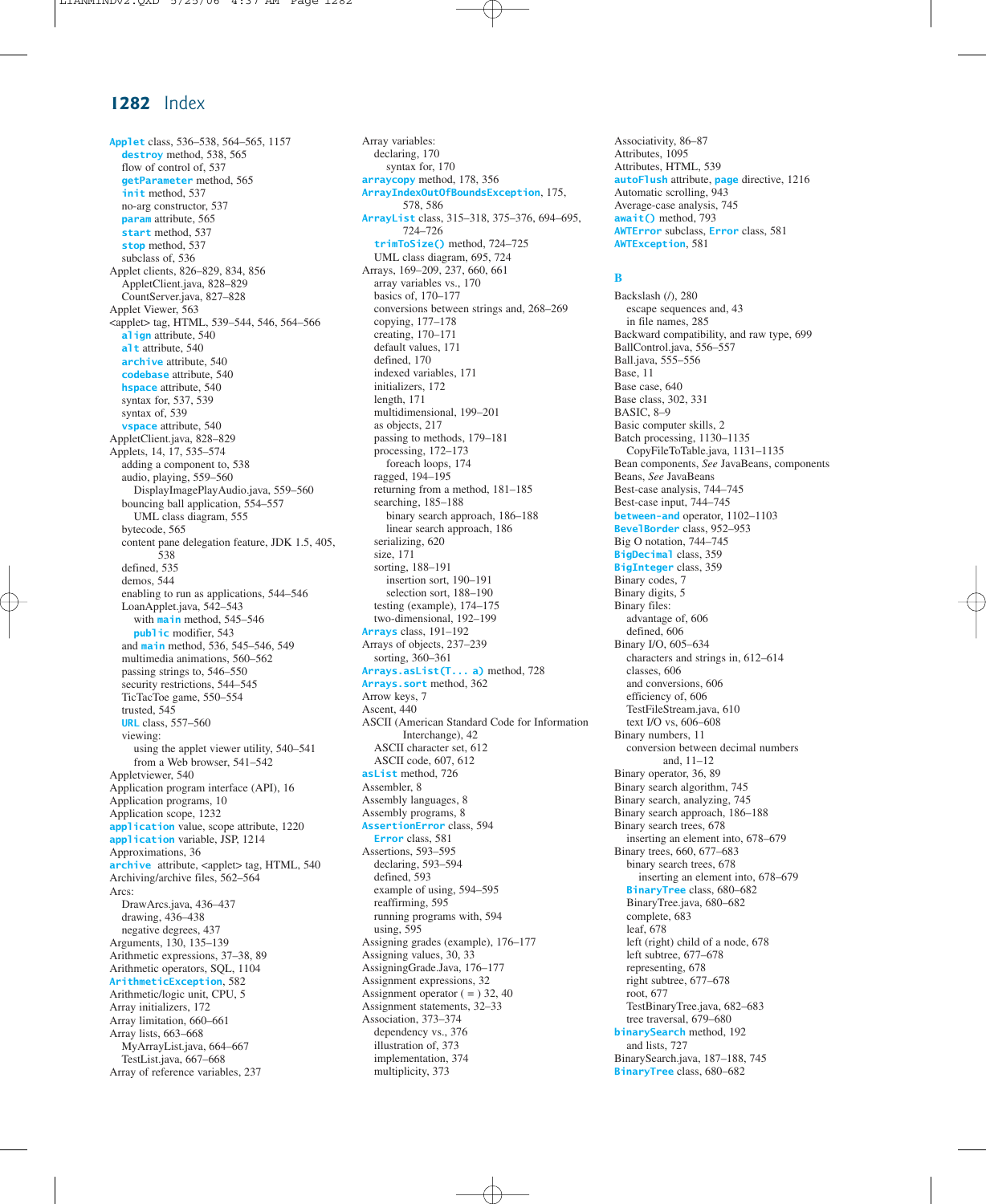# Index

Applet class, 536–538, 564–565, 1157
  destroy method, 538, 565
  flow of control of, 537
  getParameter method, 565
  init method, 537
  no-arg constructor, 537
  param attribute, 565
  start method, 537
  stop method, 537
  subclass of, 536
Applet clients, 826–829, 834, 856
  AppletClient.java, 828–829
  CountServer.java, 827–828
Applet Viewer, 563
<applet> tag, HTML, 539–544, 546, 564–566
  align attribute, 540
  alt attribute, 540
  archive attribute, 540
  codebase attribute, 540
  hspace attribute, 540
  syntax for, 537, 539
  syntax of, 539
  vspace attribute, 540
AppletClient.java, 828–829
Applets, 14, 17, 535–574
  adding a component to, 538
  audio, playing, 559–560
    DisplayImagePlayAudio.java, 559–560
  bouncing ball application, 554–557
    UML class diagram, 555
  bytecode, 565
  content pane delegation feature, JDK 1.5, 405, 538
  defined, 535
  demos, 544
  enabling to run as applications, 544–546
  LoanApplet.java, 542–543
    with main method, 545–546
    public modifier, 543
  and main method, 536, 545–546, 549
  multimedia animations, 560–562
  passing strings to, 546–550
  security restrictions, 544–545
  TicTacToe game, 550–554
  trusted, 545
  URL class, 557–560
  viewing:
    using the applet viewer utility, 540–541
    from a Web browser, 541–542
Appletviewer, 540
Application program interface (API), 16
Application programs, 10
Application scope, 1232
application value, scope attribute, 1220
application variable, JSP, 1214
Approximations, 36
archive attribute, <applet> tag, HTML, 540
Archiving/archive files, 562–564
Arcs:
  DrawArcs.java, 436–437
  drawing, 436–438
  negative degrees, 437
Arguments, 130, 135–139
Arithmetic expressions, 37–38, 89
Arithmetic operators, SQL, 1104
ArithmeticException, 582
Arithmetic/logic unit, CPU, 5
Array initializers, 172
Array limitation, 660–661
Array lists, 663–668
  MyArrayList.java, 664–667
  TestList.java, 667–668
Array of reference variables, 237
Array variables:
  declaring, 170
    syntax for, 170
arraycopy method, 178, 356
ArrayIndexOutOfBoundsException, 175, 578, 586
ArrayList class, 315–318, 375–376, 694–695, 724–726
  trimToSize() method, 724–725
  UML class diagram, 695, 724
Arrays, 169–209, 237, 660, 661
  array variables vs., 170
  basics of, 170–177
  conversions between strings and, 268–269
  copying, 177–178
  creating, 170–171
  default values, 171
  defined, 170
  indexed variables, 171
  initializers, 172
  length, 171
  multidimensional, 199–201
  as objects, 217
  passing to methods, 179–181
  processing, 172–173
    foreach loops, 174
  ragged, 194–195
  returning from a method, 181–185
  searching, 185–188
    binary search approach, 186–188
    linear search approach, 186
  serializing, 620
  size, 171
  sorting, 188–191
    insertion sort, 190–191
    selection sort, 188–190
  testing (example), 174–175
  two-dimensional, 192–199
Arrays class, 191–192
Arrays of objects, 237–239
  sorting, 360–361
Arrays.asList(T... a) method, 728
Arrays.sort method, 362
Arrow keys, 7
Ascent, 440
ASCII (American Standard Code for Information Interchange), 42
  ASCII character set, 612
  ASCII code, 607, 612
asList method, 726
Assembler, 8
Assembly languages, 8
Assembly programs, 8
AssertionError class, 594
  Error class, 581
Assertions, 593–595
  declaring, 593–594
  defined, 593
  example of using, 594–595
  reaffirming, 595
  running programs with, 594
  using, 595
Assigning grades (example), 176–177
Assigning values, 30, 33
AssigningGrade.Java, 176–177
Assignment expressions, 32
Assignment operator ( = ) 32, 40
Assignment statements, 32–33
Association, 373–374
  dependency vs., 376
  illustration of, 373
  implementation, 374
  multiplicity, 373
Associativity, 86–87
Attributes, 1095
Attributes, HTML, 539
autoFlush attribute, page directive, 1216
Automatic scrolling, 943
Average-case analysis, 745
await() method, 793
AWTError subclass, Error class, 581
AWTException, 581

## B

Backslash (/), 280
  escape sequences and, 43
  in file names, 285
Backward compatibility, and raw type, 699
BallControl.java, 556–557
Ball.java, 555–556
Base, 11
Base case, 640
Base class, 302, 331
BASIC, 8–9
Basic computer skills, 2
Batch processing, 1130–1135
  CopyFileToTable.java, 1131–1135
Bean components, *See* JavaBeans, components
Beans, *See* JavaBeans
Best-case analysis, 744–745
Best-case input, 744–745
between-and operator, 1102–1103
BevelBorder class, 952–953
Big O notation, 744–745
BigDecimal class, 359
BigInteger class, 359
Binary codes, 7
Binary digits, 5
Binary files:
  advantage of, 606
  defined, 606
Binary I/O, 605–634
  characters and strings in, 612–614
  classes, 606
  and conversions, 606
  efficiency of, 606
  TestFileStream.java, 610
  text I/O vs, 606–608
Binary numbers, 11
  conversion between decimal numbers and, 11–12
Binary operator, 36, 89
Binary search algorithm, 745
Binary search, analyzing, 745
Binary search approach, 186–188
Binary search trees, 678
  inserting an element into, 678–679
Binary trees, 660, 677–683
  binary search trees, 678
    inserting an element into, 678–679
  BinaryTree class, 680–682
  BinaryTree.java, 680–682
  complete, 683
  leaf, 678
  left (right) child of a node, 678
  left subtree, 677–678
  representing, 678
  right subtree, 677–678
  root, 677
  TestBinaryTree.java, 682–683
  tree traversal, 679–680
binarySearch method, 192
  and lists, 727
BinarySearch.java, 187–188, 745
BinaryTree class, 680–682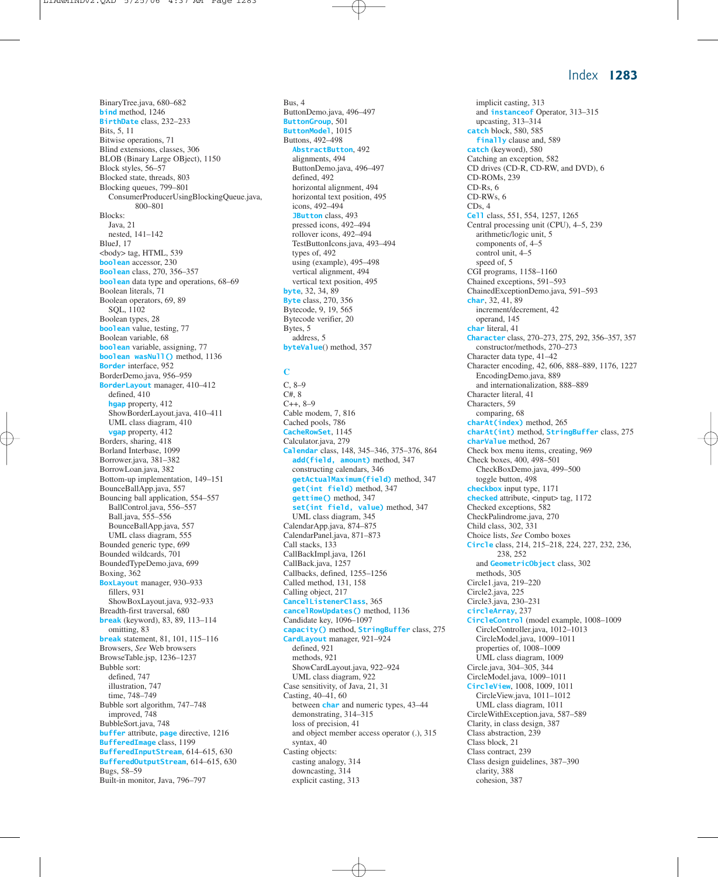BinaryTree.java, 680–682
`bind` method, 1246
`BirthDate` class, 232–233
Bits, 5, 11
Bitwise operations, 71
Blind extensions, classes, 306
BLOB (Binary Large OBject), 1150
Block styles, 56–57
Blocked state, threads, 803
Blocking queues, 799–801
  ConsumerProducerUsingBlockingQueue.java, 800–801
Blocks:
  Java, 21
  nested, 141–142
BlueJ, 17
<body> tag, HTML, 539
`boolean` accessor, 230
`Boolean` class, 270, 356–357
`boolean` data type and operations, 68–69
Boolean literals, 71
Boolean operators, 69, 89
  SQL, 1102
Boolean types, 28
`boolean` value, testing, 77
Boolean variable, 68
`boolean` variable, assigning, 77
`boolean wasNull()` method, 1136
`Border` interface, 952
BorderDemo.java, 956–959
`BorderLayout` manager, 410–412
  defined, 410
  `hgap` property, 412
  ShowBorderLayout.java, 410–411
  UML class diagram, 410
  `vgap` property, 412
Borders, sharing, 418
Borland Interbase, 1099
Borrower.java, 381–382
BorrowLoan.java, 382
Bottom-up implementation, 149–151
BounceBallApp.java, 557
Bouncing ball application, 554–557
  BallControl.java, 556–557
  Ball.java, 555–556
  BounceBallApp.java, 557
  UML class diagram, 555
Bounded generic type, 699
Bounded wildcards, 701
BoundedTypeDemo.java, 699
Boxing, 362
`BoxLayout` manager, 930–933
  fillers, 931
  ShowBoxLayout.java, 932–933
Breadth-first traversal, 680
`break` (keyword), 83, 89, 113–114
  omitting, 83
`break` statement, 81, 101, 115–116
Browsers, *See* Web browsers
BrowseTable.jsp, 1236–1237
Bubble sort:
  defined, 747
  illustration, 747
  time, 748–749
Bubble sort algorithm, 747–748
  improved, 748
BubbleSort.java, 748
`buffer` attribute, `page` directive, 1216
`BufferedImage` class, 1199
`BufferedInputStream`, 614–615, 630
`BufferedOutputStream`, 614–615, 630
Bugs, 58–59
Built-in monitor, Java, 796–797
Bus, 4
ButtonDemo.java, 496–497
`ButtonGroup`, 501
`ButtonModel`, 1015
Buttons, 492–498
  `AbstractButton`, 492
  alignments, 494
  ButtonDemo.java, 496–497
  defined, 492
  horizontal alignment, 494
  horizontal text position, 495
  icons, 492–494
  `JButton` class, 493
  pressed icons, 492–494
  rollover icons, 492–494
  TestButtonIcons.java, 493–494
  types of, 492
  using (example), 495–498
  vertical alignment, 494
  vertical text position, 495
`byte`, 32, 34, 89
`Byte` class, 270, 356
Bytecode, 9, 19, 565
Bytecode verifier, 20
Bytes, 5
  address, 5
`byteValue`() method, 357

## C

C, 8–9
C#, 8
C++, 8–9
Cable modem, 7, 816
Cached pools, 786
`CacheRowSet`, 1145
Calculator.java, 279
`Calendar` class, 148, 345–346, 375–376, 864
  `add(field, amount)` method, 347
  constructing calendars, 346
  `getActualMaximum(field)` method, 347
  `get(int field)` method, 347
  `gettime()` method, 347
  `set(int field, value)` method, 347
  UML class diagram, 345
CalendarApp.java, 874–875
CalendarPanel.java, 871–873
Call stacks, 133
CallBackImpl.java, 1261
CallBack.java, 1257
Callbacks, defined, 1255–1256
Called method, 131, 158
Calling object, 217
`CancelListenerClass`, 365
`cancelRowUpdates()` method, 1136
Candidate key, 1096–1097
`capacity()` method, `StringBuffer` class, 275
`CardLayout` manager, 921–924
  defined, 921
  methods, 921
  ShowCardLayout.java, 922–924
  UML class diagram, 922
Case sensitivity, of Java, 21, 31
Casting, 40–41, 60
  between `char` and numeric types, 43–44
  demonstrating, 314–315
  loss of precision, 41
  and object member access operator (.), 315
  syntax, 40
Casting objects:
  casting analogy, 314
  downcasting, 314
  explicit casting, 313
  implicit casting, 313
  and `instanceof` Operator, 313–315
  upcasting, 313–314
`catch` block, 580, 585
  `finally` clause and, 589
`catch` (keyword), 580
Catching an exception, 582
CD drives (CD-R, CD-RW, and DVD), 6
CD-ROMs, 239
CD-Rs, 6
CD-RWs, 6
CDs, 4
`Cell` class, 551, 554, 1257, 1265
Central processing unit (CPU), 4–5, 239
  arithmetic/logic unit, 5
  components of, 4–5
  control unit, 4–5
  speed of, 5
CGI programs, 1158–1160
Chained exceptions, 591–593
ChainedExceptionDemo.java, 591–593
`char`, 32, 41, 89
  increment/decrement, 42
  operand, 145
`char` literal, 41
`Character` class, 270–273, 275, 292, 356–357, 357
  constructor/methods, 270–273
Character data type, 41–42
Character encoding, 42, 606, 888–889, 1176, 1227
  EncodingDemo.java, 889
  and internationalization, 888–889
Character literal, 41
Characters, 59
  comparing, 68
`charAt(index)` method, 265
`charAt(int)` method, `StringBuffer` class, 275
`charValue` method, 267
Check box menu items, creating, 969
Check boxes, 400, 498–501
  CheckBoxDemo.java, 499–500
  toggle button, 498
`checkbox` input type, 1171
`checked` attribute, <input> tag, 1172
Checked exceptions, 582
CheckPalindrome.java, 270
Child class, 302, 331
Choice lists, *See* Combo boxes
`Circle` class, 214, 215–218, 224, 227, 232, 236, 238, 252
  and `GeometricObject` class, 302
  methods, 305
Circle1.java, 219–220
Circle2.java, 225
Circle3.java, 230–231
`circleArray`, 237
`CircleControl` (model example), 1008–1009
  CircleController.java, 1012–1013
  CircleModel.java, 1009–1011
  properties of, 1008–1009
  UML class diagram, 1009
Circle.java, 304–305, 344
CircleModel.java, 1009–1011
`CircleView`, 1008, 1009, 1011
  CircleView.java, 1011–1012
  UML class diagram, 1011
CircleWithException.java, 587–589
Clarity, in class design, 387
Class abstraction, 239
Class block, 21
Class contract, 239
Class design guidelines, 387–390
  clarity, 388
  cohesion, 387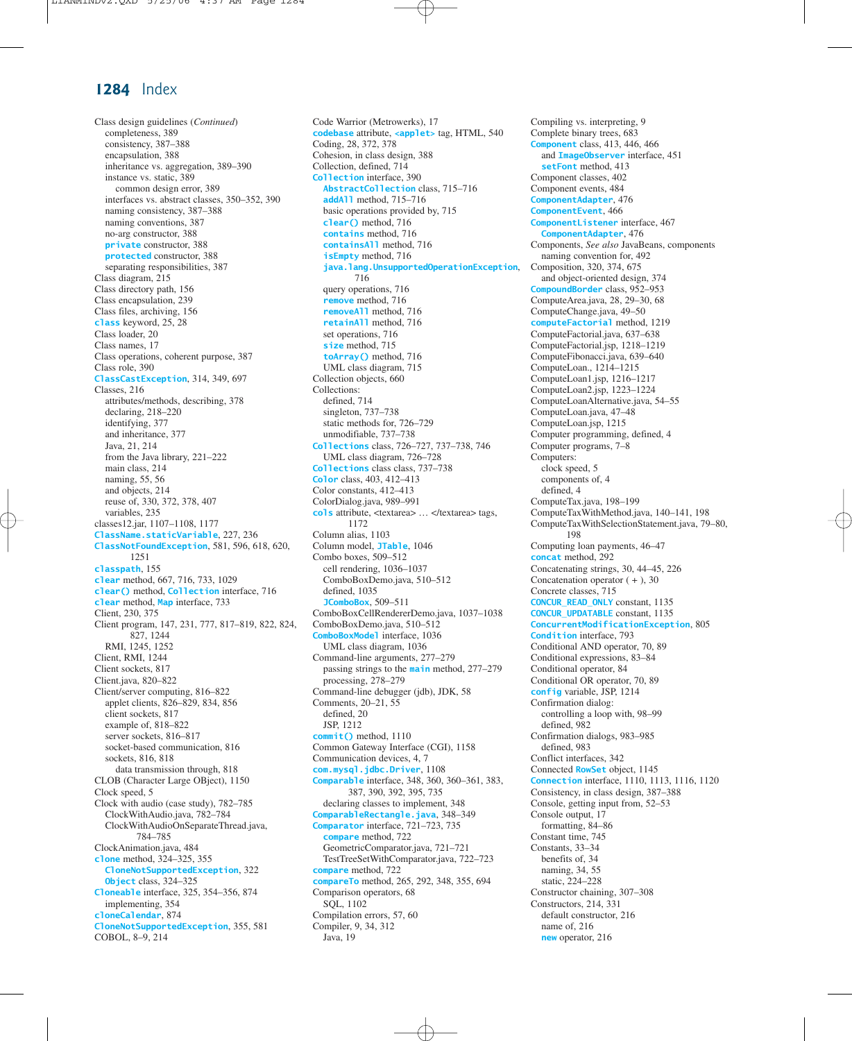# Index

Class design guidelines (*Continued*)
- completeness, 389
- consistency, 387–388
- encapsulation, 388
- inheritance vs. aggregation, 389–390
- instance vs. static, 389
  - common design error, 389
- interfaces vs. abstract classes, 350–352, 390
- naming consistency, 387–388
- naming conventions, 387
- no-arg constructor, 388
- `private` constructor, 388
- `protected` constructor, 388
- separating responsibilities, 387

Class diagram, 215
Class directory path, 156
Class encapsulation, 239
Class files, archiving, 156
`class` keyword, 25, 28
Class loader, 20
Class names, 17
Class operations, coherent purpose, 387
Class role, 390
`ClassCastException`, 314, 349, 697
Classes, 216
- attributes/methods, describing, 378
- declaring, 218–220
- identifying, 377
- and inheritance, 377
- Java, 21, 214
- from the Java library, 221–222
- main class, 214
- naming, 55, 56
- and objects, 214
- reuse of, 330, 372, 378, 407
- variables, 235

classes12.jar, 1107–1108, 1177
`ClassName.staticVariable`, 227, 236
`ClassNotFoundException`, 581, 596, 618, 620, 1251
`classpath`, 155
`clear` method, 667, 716, 733, 1029
`clear()` method, `Collection` interface, 716
`clear` method, `Map` interface, 733
Client, 230, 375
Client program, 147, 231, 777, 817–819, 822, 824, 827, 1244
- RMI, 1245, 1252

Client, RMI, 1244
Client sockets, 817
Client.java, 820–822
Client/server computing, 816–822
- applet clients, 826–829, 834, 856
- client sockets, 817
- example of, 818–822
- server sockets, 816–817
- socket-based communication, 816
- sockets, 816, 818
  - data transmission through, 818

CLOB (Character Large OBject), 1150
Clock speed, 5
Clock with audio (case study), 782–785
- ClockWithAudio.java, 782–784
- ClockWithAudioOnSeparateThread.java, 784–785

ClockAnimation.java, 484
`clone` method, 324–325, 355
- `CloneNotSupportedException`, 322
- `Object` class, 324–325

`Cloneable` interface, 325, 354–356, 874
- implementing, 354

`cloneCalendar`, 874
`CloneNotSupportedException`, 355, 581
COBOL, 8–9, 214

Code Warrior (Metrowerks), 17
`codebase` attribute, `<applet>` tag, HTML, 540
Coding, 28, 372, 378
Cohesion, in class design, 388
Collection, defined, 714
`Collection` interface, 390
- `AbstractCollection` class, 715–716
- `addAll` method, 715–716
- basic operations provided by, 715
- `clear()` method, 716
- `contains` method, 716
- `containsAll` method, 716
- `isEmpty` method, 716
- `java.lang.UnsupportedOperationException`, 716
- query operations, 716
- `remove` method, 716
- `removeAll` method, 716
- `retainAll` method, 716
- set operations, 716
- `size` method, 715
- `toArray()` method, 716
- UML class diagram, 715

Collection objects, 660
Collections:
- defined, 714
- singleton, 737–738
- static methods for, 726–729
- unmodifiable, 737–738

`Collections` class, 726–727, 737–738, 746
- UML class diagram, 726–728

`Collections` class class, 737–738
`Color` class, 403, 412–413
Color constants, 412–413
ColorDialog.java, 989–991
`cols` attribute, <textarea> … </textarea> tags, 1172
Column alias, 1103
Column model, `JTable`, 1046
Combo boxes, 509–512
- cell rendering, 1036–1037
- ComboBoxDemo.java, 510–512
- defined, 1035
- `JComboBox`, 509–511

ComboBoxCellRendererDemo.java, 1037–1038
ComboBoxDemo.java, 510–512
`ComboBoxModel` interface, 1036
- UML class diagram, 1036

Command-line arguments, 277–279
- passing strings to the `main` method, 277–279
- processing, 278–279

Command-line debugger (jdb), JDK, 58
Comments, 20–21, 55
- defined, 20
- JSP, 1212

`commit()` method, 1110
Common Gateway Interface (CGI), 1158
Communication devices, 4, 7
`com.mysql.jdbc.Driver`, 1108
`Comparable` interface, 348, 360, 360–361, 383, 387, 390, 392, 395, 735
- declaring classes to implement, 348

`ComparableRectangle.java`, 348–349
`Comparator` interface, 721–723, 735
- `compare` method, 722
- GeometricComparator.java, 721–721
- TestTreeSetWithComparator.java, 722–723

`compare` method, 722
`compareTo` method, 265, 292, 348, 355, 694
Comparison operators, 68
- SQL, 1102

Compilation errors, 57, 60
Compiler, 9, 34, 312
- Java, 19

Compiling vs. interpreting, 9
Complete binary trees, 683
`Component` class, 413, 446, 466
- and `ImageObserver` interface, 451
- `setFont` method, 413

Component classes, 402
Component events, 484
`ComponentAdapter`, 476
`ComponentEvent`, 466
`ComponentListener` interface, 467
- `ComponentAdapter`, 476

Components, *See also* JavaBeans, components
- naming convention for, 492

Composition, 320, 374, 675
- and object-oriented design, 374

`CompoundBorder` class, 952–953
ComputeArea.java, 28, 29–30, 68
ComputeChange.java, 49–50
`computeFactorial` method, 1219
ComputeFactorial.java, 637–638
ComputeFactorial.jsp, 1218–1219
ComputeFibonacci.java, 639–640
ComputeLoan., 1214–1215
ComputeLoan1.jsp, 1216–1217
ComputeLoan2.jsp, 1223–1224
ComputeLoanAlternative.java, 54–55
ComputeLoan.java, 47–48
ComputeLoan.jsp, 1215
Computer programming, defined, 4
Computer programs, 7–8
Computers:
- clock speed, 5
- components of, 4
- defined, 4

ComputeTax.java, 198–199
ComputeTaxWithMethod.java, 140–141, 198
ComputeTaxWithSelectionStatement.java, 79–80, 198
Computing loan payments, 46–47
`concat` method, 292
Concatenating strings, 30, 44–45, 226
Concatenation operator ( + ), 30
Concrete classes, 715
`CONCUR_READ_ONLY` constant, 1135
`CONCUR_UPDATABLE` constant, 1135
`ConcurrentModificationException`, 805
`Condition` interface, 793
Conditional AND operator, 70, 89
Conditional expressions, 83–84
Conditional operator, 84
Conditional OR operator, 70, 89
`config` variable, JSP, 1214
Confirmation dialog:
- controlling a loop with, 98–99
- defined, 982

Confirmation dialogs, 983–985
- defined, 983

Conflict interfaces, 342
Connected `RowSet` object, 1145
`Connection` interface, 1110, 1113, 1116, 1120
Consistency, in class design, 387–388
Console, getting input from, 52–53
Console output, 17
- formatting, 84–86

Constant time, 745
Constants, 33–34
- benefits of, 34
- naming, 34, 55
- static, 224–228

Constructor chaining, 307–308
Constructors, 214, 331
- default constructor, 216
- name of, 216
- `new` operator, 216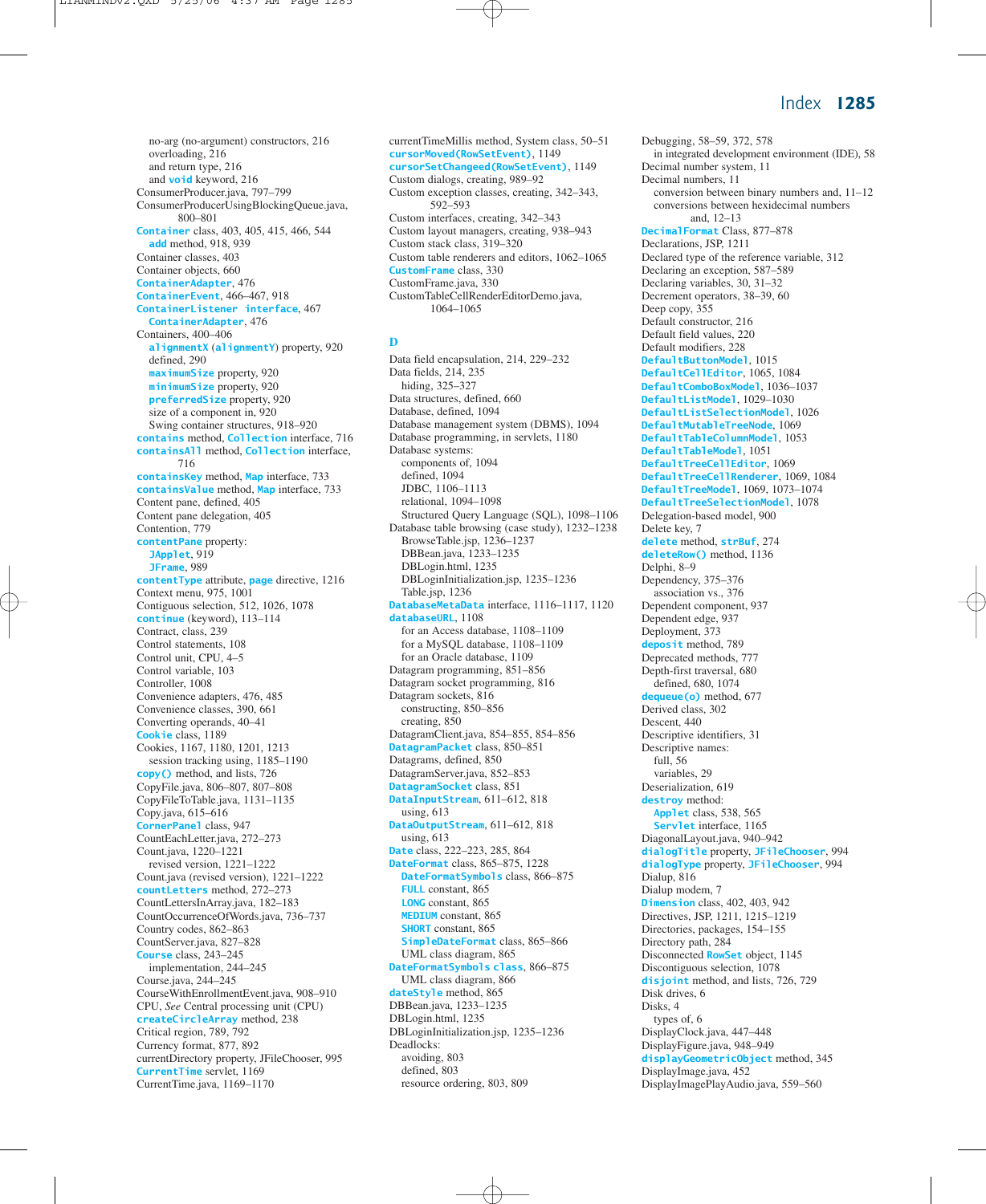no-arg (no-argument) constructors, 216
overloading, 216
and return type, 216
and void keyword, 216
ConsumerProducer.java, 797–799
ConsumerProducerUsingBlockingQueue.java, 800–801
Container class, 403, 405, 415, 466, 544
add method, 918, 939
Container classes, 403
Container objects, 660
ContainerAdapter, 476
ContainerEvent, 466–467, 918
ContainerListener interface, 467
ContainerAdapter, 476
Containers, 400–406
alignmentX (alignmentY) property, 920
defined, 290
maximumSize property, 920
minimumSize property, 920
preferredSize property, 920
size of a component in, 920
Swing container structures, 918–920
contains method, Collection interface, 716
containsAll method, Collection interface, 716
containsKey method, Map interface, 733
containsValue method, Map interface, 733
Content pane, defined, 405
Content pane delegation, 405
Contention, 779
contentPane property:
JApplet, 919
JFrame, 989
contentType attribute, page directive, 1216
Context menu, 975, 1001
Contiguous selection, 512, 1026, 1078
continue (keyword), 113–114
Contract, class, 239
Control statements, 108
Control unit, CPU, 4–5
Control variable, 103
Controller, 1008
Convenience adapters, 476, 485
Convenience classes, 390, 661
Converting operands, 40–41
Cookie class, 1189
Cookies, 1167, 1180, 1201, 1213
session tracking using, 1185–1190
copy() method, and lists, 726
CopyFile.java, 806–807, 807–808
CopyFileToTable.java, 1131–1135
Copy.java, 615–616
CornerPanel class, 947
CountEachLetter.java, 272–273
Count.java, 1220–1221
revised version, 1221–1222
Count.java (revised version), 1221–1222
countLetters method, 272–273
CountLettersInArray.java, 182–183
CountOccurrenceOfWords.java, 736–737
Country codes, 862–863
CountServer.java, 827–828
Course class, 243–245
implementation, 244–245
Course.java, 244–245
CourseWithEnrollmentEvent.java, 908–910
CPU, *See* Central processing unit (CPU)
createCircleArray method, 238
Critical region, 789, 792
Currency format, 877, 892
currentDirectory property, JFileChooser, 995
CurrentTime servlet, 1169
CurrentTime.java, 1169–1170
currentTimeMillis method, System class, 50–51
cursorMoved(RowSetEvent), 1149
cursorSetChangeed(RowSetEvent), 1149
Custom dialogs, creating, 989–92
Custom exception classes, creating, 342–343, 592–593
Custom interfaces, creating, 342–343
Custom layout managers, creating, 938–943
Custom stack class, 319–320
Custom table renderers and editors, 1062–1065
CustomFrame class, 330
CustomFrame.java, 330
CustomTableCellRenderEditorDemo.java, 1064–1065

## D

Data field encapsulation, 214, 229–232
Data fields, 214, 235
hiding, 325–327
Data structures, defined, 660
Database, defined, 1094
Database management system (DBMS), 1094
Database programming, in servlets, 1180
Database systems:
components of, 1094
defined, 1094
JDBC, 1106–1113
relational, 1094–1098
Structured Query Language (SQL), 1098–1106
Database table browsing (case study), 1232–1238
BrowseTable.jsp, 1236–1237
DBBean.java, 1233–1235
DBLogin.html, 1235
DBLoginInitialization.jsp, 1235–1236
Table.jsp, 1236
DatabaseMetaData interface, 1116–1117, 1120
databaseURL, 1108
for an Access database, 1108–1109
for a MySQL database, 1108–1109
for an Oracle database, 1109
Datagram programming, 851–856
Datagram socket programming, 816
Datagram sockets, 816
constructing, 850–856
creating, 850
DatagramClient.java, 854–855, 854–856
DatagramPacket class, 850–851
Datagrams, defined, 850
DatagramServer.java, 852–853
DatagramSocket class, 851
DataInputStream, 611–612, 818
using, 613
DataOutputStream, 611–612, 818
using, 613
Date class, 222–223, 285, 864
DateFormat class, 865–875, 1228
DateFormatSymbols class, 866–875
FULL constant, 865
LONG constant, 865
MEDIUM constant, 865
SHORT constant, 865
SimpleDateFormat class, 865–866
UML class diagram, 865
DateFormatSymbols class, 866–875
UML class diagram, 866
dateStyle method, 865
DBBean.java, 1233–1235
DBLogin.html, 1235
DBLoginInitialization.jsp, 1235–1236
Deadlocks:
avoiding, 803
defined, 803
resource ordering, 803, 809
Debugging, 58–59, 372, 578
in integrated development environment (IDE), 58
Decimal number system, 11
Decimal numbers, 11
conversion between binary numbers and, 11–12
conversions between hexidecimal numbers and, 12–13
DecimalFormat Class, 877–878
Declarations, JSP, 1211
Declared type of the reference variable, 312
Declaring an exception, 587–589
Declaring variables, 30, 31–32
Decrement operators, 38–39, 60
Deep copy, 355
Default constructor, 216
Default field values, 220
Default modifiers, 228
DefaultButtonModel, 1015
DefaultCellEditor, 1065, 1084
DefaultComboBoxModel, 1036–1037
DefaultListModel, 1029–1030
DefaultListSelectionModel, 1026
DefaultMutableTreeNode, 1069
DefaultTableColumnModel, 1053
DefaultTableModel, 1051
DefaultTreeCellEditor, 1069
DefaultTreeCellRenderer, 1069, 1084
DefaultTreeModel, 1069, 1073–1074
DefaultTreeSelectionModel, 1078
Delegation-based model, 900
Delete key, 7
delete method, strBuf, 274
deleteRow() method, 1136
Delphi, 8–9
Dependency, 375–376
association vs., 376
Dependent component, 937
Dependent edge, 937
Deployment, 373
deposit method, 789
Deprecated methods, 777
Depth-first traversal, 680
defined, 680, 1074
dequeue(o) method, 677
Derived class, 302
Descent, 440
Descriptive identifiers, 31
Descriptive names:
full, 56
variables, 29
Deserialization, 619
destroy method:
Applet class, 538, 565
Servlet interface, 1165
DiagonalLayout.java, 940–942
dialogTitle property, JFileChooser, 994
dialogType property, JFileChooser, 994
Dialup, 816
Dialup modem, 7
Dimension class, 402, 403, 942
Directives, JSP, 1211, 1215–1219
Directories, packages, 154–155
Directory path, 284
Disconnected RowSet object, 1145
Discontiguous selection, 1078
disjoint method, and lists, 726, 729
Disk drives, 6
Disks, 4
types of, 6
DisplayClock.java, 447–448
DisplayFigure.java, 948–949
displayGeometricObject method, 345
DisplayImage.java, 452
DisplayImagePlayAudio.java, 559–560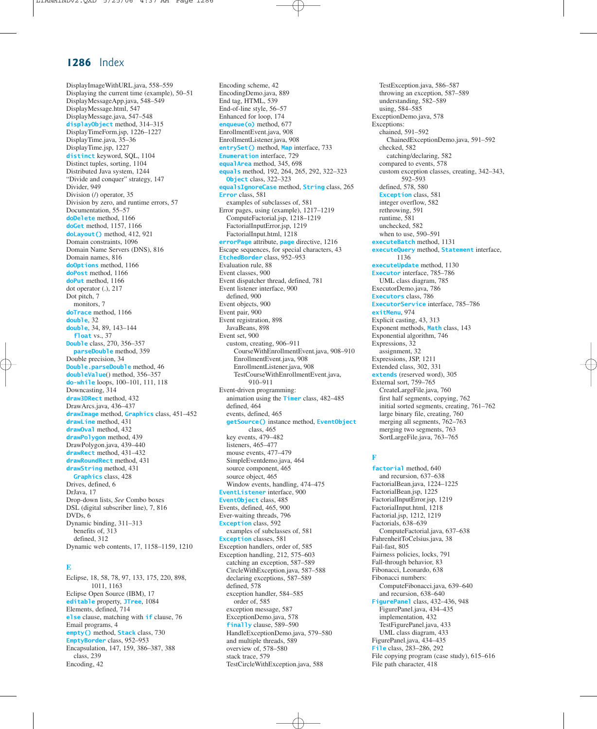DisplayImageWithURL.java, 558–559
Displaying the current time (example), 50–51
DisplayMessageApp.java, 548–549
DisplayMessage.html, 547
DisplayMessage.java, 547–548
`displayObject` method, 314–315
DisplayTimeForm.jsp, 1226–1227
DisplayTime.java, 35–36
DisplayTime.jsp, 1227
`distinct` keyword, SQL, 1104
Distinct tuples, sorting, 1104
Distributed Java system, 1244
"Divide and conquer" strategy, 147
Divider, 949
Division (/) operator, 35
Division by zero, and runtime errors, 57
Documentation, 55–57
`doDelete` method, 1166
`doGet` method, 1157, 1166
`doLayout()` method, 412, 921
Domain constraints, 1096
Domain Name Servers (DNS), 816
Domain names, 816
`doOptions` method, 1166
`doPost` method, 1166
`doPut` method, 1166
dot operator (.), 217
Dot pitch, 7
  monitors, 7
`doTrace` method, 1166
`double`, 32
`double`, 34, 89, 143–144
  `float` vs., 37
`Double` class, 270, 356–357
  `parseDouble` method, 359
Double precision, 34
`Double.parseDouble` method, 46
`doubleValue`() method, 356–357
`do-while` loops, 100–101, 111, 118
Downcasting, 314
`draw3DRect` method, 432
DrawArcs.java, 436–437
`drawImage` method, `Graphics` class, 451–452
`drawLine` method, 431
`drawOval` method, 432
`drawPolygon` method, 439
DrawPolygon.java, 439–440
`drawRect` method, 431–432
`drawRoundRect` method, 431
`drawString` method, 431
  `Graphics` class, 428
Drives, defined, 6
DrJava, 17
Drop-down lists, *See* Combo boxes
DSL (digital subscriber line), 7, 816
DVDs, 6
Dynamic binding, 311–313
  benefits of, 313
  defined, 312
Dynamic web contents, 17, 1158–1159, 1210

## E

Eclipse, 18, 58, 78, 97, 133, 175, 220, 898, 1011, 1163
Eclipse Open Source (IBM), 17
`editable` property, `JTree`, 1084
Elements, defined, 714
`else` clause, matching with `if` clause, 76
Email programs, 4
`empty()` method, `Stack` class, 730
`EmptyBorder` class, 952–953
Encapsulation, 147, 159, 386–387, 388
  class, 239
Encoding, 42
Encoding scheme, 42
EncodingDemo.java, 889
End tag, HTML, 539
End-of-line style, 56–57
Enhanced for loop, 174
`enqueue(o)` method, 677
EnrollmentEvent.java, 908
EnrollmentListener.java, 908
`entrySet()` method, `Map` interface, 733
`Enumeration` interface, 729
`equalArea` method, 345, 698
`equals` method, 192, 264, 265, 292, 322–323
  `Object` class, 322–323
`equalsIgnoreCase` method, `String` class, 265
`Error` class, 581
  examples of subclasses of, 581
Error pages, using (example), 1217–1219
  ComputeFactorial.jsp, 1218–1219
  FactorialInputError.jsp, 1219
  FactorialInput.html, 1218
`errorPage` attribute, `page` directive, 1216
Escape sequences, for special characters, 43
`EtchedBorder` class, 952–953
Evaluation rule, 88
Event classes, 900
Event dispatcher thread, defined, 781
Event listener interface, 900
  defined, 900
Event objects, 900
Event pair, 900
Event registration, 898
  JavaBeans, 898
Event set, 900
  custom, creating, 906–911
    CourseWithEnrollmentEvent.java, 908–910
    EnrollmentEvent.java, 908
    EnrollmentListener.java, 908
    TestCourseWithEnrollmentEvent.java, 910–911
Event-driven programming:
  animation using the `Timer` class, 482–485
  defined, 464
  events, defined, 465
  `getSource()` instance method, `EventObject` class, 465
  key events, 479–482
  listeners, 465–477
  mouse events, 477–479
  SimpleEventdemo.java, 464
  source component, 465
  source object, 465
  Window events, handling, 474–475
`EventListener` interface, 900
`EventObject` class, 485
Events, defined, 465, 900
Ever-waiting threads, 796
`Exception` class, 592
  examples of subclasses of, 581
`Exception` classes, 581
Exception handlers, order of, 585
Exception handling, 212, 575–603
  catching an exception, 587–589
  CircleWithException.java, 587–588
  declaring exceptions, 587–589
  defined, 578
  exception handler, 584–585
    order of, 585
  exception message, 587
  ExceptionDemo.java, 578
  `finally` clause, 589–590
  HandleExceptionDemo.java, 579–580
  and multiple threads, 589
  overview of, 578–580
  stack trace, 579
  TestCircleWithException.java, 588
  TestException.java, 586–587
  throwing an exception, 587–589
  understanding, 582–589
  using, 584–585
ExceptionDemo.java, 578
Exceptions:
  chained, 591–592
    ChainedExceptionDemo.java, 591–592
  checked, 582
    catching/declaring, 582
  compared to events, 578
  custom exception classes, creating, 342–343, 592–593
  defined, 578, 580
  `Exception` class, 581
  integer overflow, 582
  rethrowing, 591
  runtime, 581
  unchecked, 582
  when to use, 590–591
`executeBatch` method, 1131
`executeQuery` method, `Statement` interface, 1136
`executeUpdate` method, 1130
`Executor` interface, 785–786
  UML class diagram, 785
ExecutorDemo.java, 786
`Executors` class, 786
`ExecutorService` interface, 785–786
`exitMenu`, 974
Explicit casting, 43, 313
Exponent methods, `Math` class, 143
Exponential algorithm, 746
Expressions, 32
  assignment, 32
Expressions, JSP, 1211
Extended class, 302, 331
`extends` (reserved word), 305
External sort, 759–765
  CreateLargeFile.java, 760
  first half segments, copying, 762
  initial sorted segments, creating, 761–762
  large binary file, creating, 760
  merging all segments, 762–763
  merging two segments, 763
  SortLargeFile.java, 763–765

## F

`factorial` method, 640
  and recursion, 637–638
FactorialBean.java, 1224–1225
FactorialBean.jsp, 1225
FactorialInputError.jsp, 1219
FactorialInput.html, 1218
Factorial.jsp, 1212, 1219
Factorials, 638–639
  ComputeFactorial.java, 637–638
FahrenheitToCelsius.java, 38
Fail-fast, 805
Fairness policies, locks, 791
Fall-through behavior, 83
Fibonacci, Leonardo, 638
Fibonacci numbers:
  ComputeFibonacci.java, 639–640
  and recursion, 638–640
`FigurePanel` class, 432–436, 948
  FigurePanel.java, 434–435
  implementation, 432
  TestFigurePanel.java, 433
  UML class diagram, 433
FigurePanel.java, 434–435
`File` class, 283–286, 292
File copying program (case study), 615–616
File path character, 418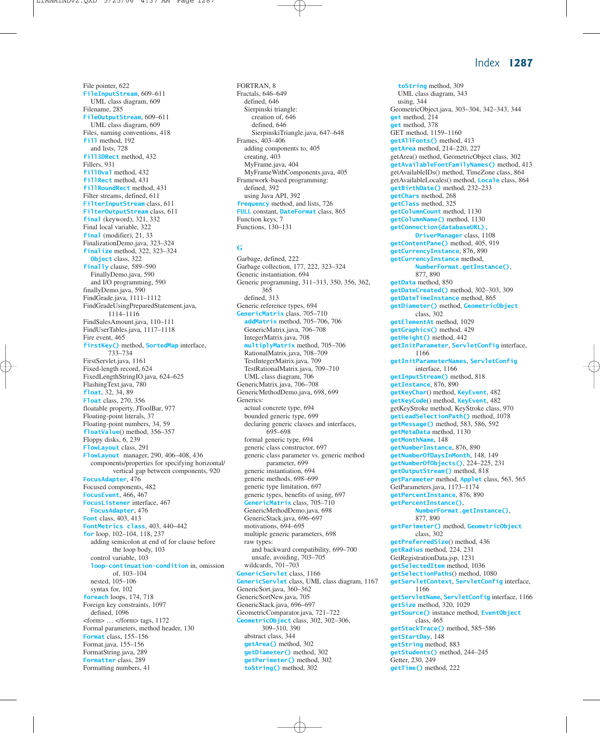File pointer, 622
FileInputStream, 609–611
  UML class diagram, 609
Filename, 285
FileOutputStream, 609–611
  UML class diagram, 609
Files, naming conventions, 418
fill method, 192
  and lists, 728
fill3DRect method, 432
Fillers, 931
fillOval method, 432
fillRect method, 431
fillRoundRect method, 431
Filter streams, defined, 611
FilterInputStream class, 611
FilterOutputStream class, 611
final (keyword), 321, 332
Final local variable, 322
final (modifier), 21, 33
FinalizationDemo.java, 323–324
finalize method, 322, 323–324
  Object class, 322
finally clause, 589–590
  FinallyDemo.java, 590
  and I/O programming, 590
finallyDemo.java, 590
FindGrade.java, 1111–1112
FindGradeUsingPreparedStatement.java, 1114–1116
FindSalesAmount.java, 110–111
FindUserTables.java, 1117–1118
Fire event, 465
firstKey() method, SortedMap interface, 733–734
FirstServlet.java, 1161
Fixed-length record, 624
FixedLengthStringIO.java, 624–625
FlashingText.java, 780
float, 32, 34, 89
Float class, 270, 356
floatable property, JToolBar, 977
Floating-point literals, 37
Floating-point numbers, 34, 59
floatValue() method, 356–357
Floppy disks, 6, 239
FlowLayout class, 291
FlowLayout manager, 290, 406–408, 436
  components/properties for specifying horizontal/vertical gap between components, 920
FocusAdapter, 476
Focused components, 482
FocusEvent, 466, 467
FocusListener interface, 467
  FocusAdapter, 476
Font class, 403, 413
FontMetrics class, 403, 440–442
for loop, 102–104, 118, 237
  adding semicolon at end of for clause before the loop body, 103
  control variable, 103
  loop-continuation-condition in, omission of, 103–104
  nested, 105–106
  syntax for, 102
foreach loops, 174, 718
Foreign key constraints, 1097
  defined, 1096
<form> … </form> tags, 1172
Formal parameters, method header, 130
Format class, 155–156
Format.java, 155–156
FormatString.java, 289
Formatter class, 289
Formatting numbers, 41
FORTRAN, 8
Fractals, 646–649
  defined, 646
  Sierpinski triangle:
    creation of, 646
    defined, 646
    SierpinskiTriangle.java, 647–648
Frames, 403–406
  adding components to, 405
  creating, 403
  MyFrame.java, 404
  MyFrameWithComponents.java, 405
Framework-based programming:
  defined, 392
  using Java API, 392
frequency method, and lists, 726
FULL constant, DateFormat class, 865
Function keys, 7
Functions, 130–131

## G

Garbage, defined, 222
Garbage collection, 177, 222, 323–324
Generic instantiation, 694
Generic programming, 311–313, 350, 356, 362, 365
  defined, 313
Generic reference types, 694
GenericMatrix class, 705–710
  addMatrix method, 705–706, 706
  GenericMatrix.java, 706–708
  IntegerMatrix.java, 708
  multiplyMatrix method, 705–706
  RationalMatrix.java, 708–709
  TestIntegerMatrix.java, 709
  TestRationalMatrix.java, 709–710
  UML class diagram, 706
GenericMatrix.java, 706–708
GenericMethodDemo.java, 698, 699
Generics:
  actual concrete type, 694
  bounded generic type, 699
  declaring generic classes and interfaces, 695–698
  formal generic type, 694
  generic class constructor, 697
  generic class parameter vs. generic method parameter, 699
  generic instantiation, 694
  generic methods, 698–699
  generic type limitation, 697
  generic types, benefits of using, 697
  GenericMatrix class, 705–710
  GenericMethodDemo.java, 698
  GenericStack.java, 696–697
  motivations, 694–695
  multiple generic parameters, 698
  raw types:
    and backward compatibility, 699–700
    unsafe, avoiding, 703–705
  wildcards, 701–703
GenericServlet class, 1166
GenericServlet class, UML class diagram, 1167
GenericSort.java, 360–362
GenericSortNew.java, 705
GenericStack.java, 696–697
GeometricComparator.java, 721–722
GeometricObject class, 302, 302–306, 309–310, 390
  abstract class, 344
  getArea() method, 302
  getDiameter() method, 302
  getPerimeter() method, 302
  toString() method, 302
  toString method, 309
  UML class diagram, 343
  using, 344
GeometricObject.java, 303–304, 342–343, 344
get method, 214
get method, 378
GET method, 1159–1160
getAllFonts() method, 413
getArea method, 214–220, 227
getArea() method, GeometricObject class, 302
getAvailableFontFamilyNames() method, 413
getAvailableIDs() method, TimeZone class, 864
getAvailableLocales() method, Locale class, 864
getBirthDate() method, 232–233
getChars method, 268
getClass method, 325
getColumnCount method, 1130
getColumnName() method, 1130
getConnection(databaseURL), DriverManager class, 1108
getContentPane() method, 405, 919
getCurrencyInstance, 876, 890
getCurrencyInstance method, NumberFormat.getInstance(), 877, 890
getData method, 850
getDateCreated() method, 302–303, 309
getDateTimeInstance method, 865
getDiameter() method, GeometricObject class, 302
getElementAt method, 1029
getGraphics() method, 429
getHeight() method, 442
getInitParameter, ServletConfig interface, 1166
getInitParameterNames, ServletConfig interface, 1166
getInputStream() method, 818
getInstance, 876, 890
getKeyChar() method, KeyEvent, 482
getKeyCode() method, KeyEvent, 482
getKeyStroke method, KeyStroke class, 970
getLeadSelectionPath() method, 1078
getMessage() method, 583, 586, 592
getMetaData method, 1130
getMonthName, 148
getNumberInstance, 876, 890
getNumberOfDaysInMonth, 148, 149
getNumberOfObjects(), 224–225, 231
getOutputStream() method, 818
getParameter method, Applet class, 563, 565
GetParameters.java, 1173–1174
getPercentInstance, 876, 890
getPercentInstance(), NumberFormat.getInstance(), 877, 890
getPerimeter() method, GeometricObject class, 302
getPreferredSize() method, 436
getRadius method, 224, 231
GetRegistrationData.jsp, 1231
getSelectedItem method, 1036
getSelectionPaths() method, 1080
getServletContext, ServletConfig interface, 1166
getServletName, ServletConfig interface, 1166
getSize method, 320, 1029
getSource() instance method, EventObject class, 465
getStackTrace() method, 585–586
getStartDay, 148
getString method, 883
getStudents() method, 244–245
Getter, 230, 249
getTime() method, 222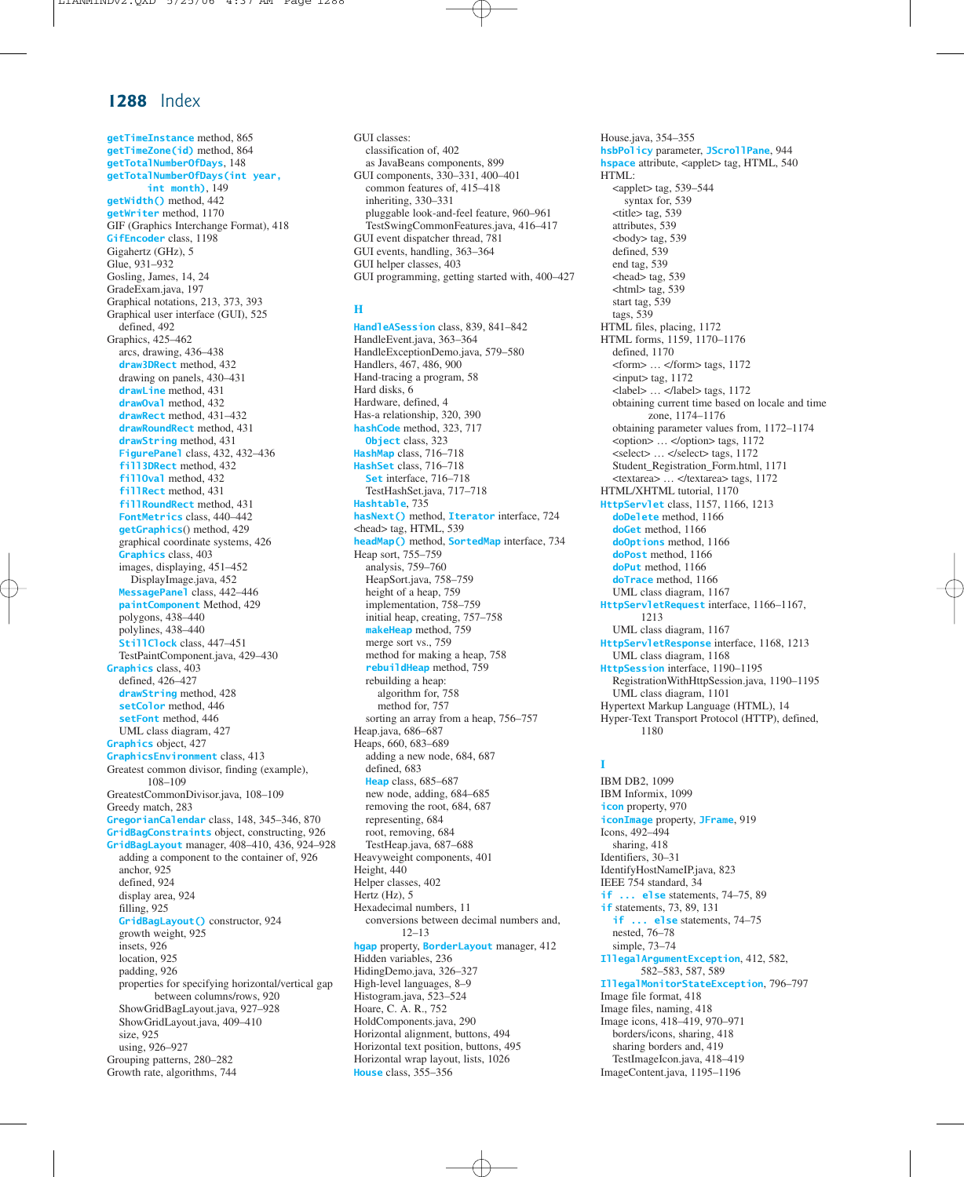getTimeInstance method, 865
getTimeZone(id) method, 864
getTotalNumberOfDays, 148
getTotalNumberOfDays(int year, int month), 149
getWidth() method, 442
getWriter method, 1170
GIF (Graphics Interchange Format), 418
GifEncoder class, 1198
Gigahertz (GHz), 5
Glue, 931–932
Gosling, James, 14, 24
GradeExam.java, 197
Graphical notations, 213, 373, 393
Graphical user interface (GUI), 525
  defined, 492
Graphics, 425–462
  arcs, drawing, 436–438
  draw3DRect method, 432
  drawing on panels, 430–431
  drawLine method, 431
  drawOval method, 432
  drawRect method, 431–432
  drawRoundRect method, 431
  drawString method, 431
  FigurePanel class, 432, 432–436
  fill3DRect method, 432
  fillOval method, 432
  fillRect method, 431
  fillRoundRect method, 431
  FontMetrics class, 440–442
  getGraphics() method, 429
  graphical coordinate systems, 426
  Graphics class, 403
  images, displaying, 451–452
    DisplayImage.java, 452
  MessagePanel class, 442–446
  paintComponent Method, 429
  polygons, 438–440
  polylines, 438–440
  StillClock class, 447–451
  TestPaintComponent.java, 429–430
Graphics class, 403
  defined, 426–427
  drawString method, 428
  setColor method, 446
  setFont method, 446
  UML class diagram, 427
Graphics object, 427
GraphicsEnvironment class, 413
Greatest common divisor, finding (example), 108–109
GreatestCommonDivisor.java, 108–109
Greedy match, 283
GregorianCalendar class, 148, 345–346, 870
GridBagConstraints object, constructing, 926
GridBagLayout manager, 408–410, 436, 924–928
  adding a component to the container of, 926
  anchor, 925
  defined, 924
  display area, 924
  filling, 925
  GridBagLayout() constructor, 924
  growth weight, 925
  insets, 926
  location, 925
  padding, 926
  properties for specifying horizontal/vertical gap between columns/rows, 920
  ShowGridBagLayout.java, 927–928
  ShowGridLayout.java, 409–410
  size, 925
  using, 926–927
Grouping patterns, 280–282
Growth rate, algorithms, 744

GUI classes:
  classification of, 402
  as JavaBeans components, 899
GUI components, 330–331, 400–401
  common features of, 415–418
  inheriting, 330–331
  pluggable look-and-feel feature, 960–961
  TestSwingCommonFeatures.java, 416–417
GUI event dispatcher thread, 781
GUI events, handling, 363–364
GUI helper classes, 403
GUI programming, getting started with, 400–427

## H

HandleASession class, 839, 841–842
HandleEvent.java, 363–364
HandleExceptionDemo.java, 579–580
Handlers, 467, 486, 900
Hand-tracing a program, 58
Hard disks, 6
Hardware, defined, 4
Has-a relationship, 320, 390
hashCode method, 323, 717
  Object class, 323
HashMap class, 716–718
HashSet class, 716–718
  Set interface, 716–718
  TestHashSet.java, 717–718
Hashtable, 735
hasNext() method, Iterator interface, 724
<head> tag, HTML, 539
headMap() method, SortedMap interface, 734
Heap sort, 755–759
  analysis, 759–760
  HeapSort.java, 758–759
  height of a heap, 759
  implementation, 758–759
  initial heap, creating, 757–758
  makeHeap method, 759
  merge sort vs., 759
  method for making a heap, 758
  rebuildHeap method, 759
  rebuilding a heap:
    algorithm for, 758
    method for, 757
  sorting an array from a heap, 756–757
Heap.java, 686–687
Heaps, 660, 683–689
  adding a new node, 684, 687
  defined, 683
  Heap class, 685–687
  new node, adding, 684–685
  removing the root, 684, 687
  representing, 684
  root, removing, 684
  TestHeap.java, 687–688
Heavyweight components, 401
Height, 440
Helper classes, 402
Hertz (Hz), 5
Hexadecimal numbers, 11
  conversions between decimal numbers and, 12–13
hgap property, BorderLayout manager, 412
Hidden variables, 236
HidingDemo.java, 326–327
High-level languages, 8–9
Histogram.java, 523–524
Hoare, C. A. R., 752
HoldComponents.java, 290
Horizontal alignment, buttons, 494
Horizontal text position, buttons, 495
Horizontal wrap layout, lists, 1026
House class, 355–356

House.java, 354–355
hsbPolicy parameter, JScrollPane, 944
hspace attribute, <applet> tag, HTML, 540
HTML:
  <applet> tag, 539–544
    syntax for, 539
  <title> tag, 539
  attributes, 539
  <body> tag, 539
  defined, 539
  end tag, 539
  <head> tag, 539
  <html> tag, 539
  start tag, 539
  tags, 539
HTML files, placing, 1172
HTML forms, 1159, 1170–1176
  defined, 1170
  <form> … </form> tags, 1172
  <input> tag, 1172
  <label> … </label> tags, 1172
  obtaining current time based on locale and time zone, 1174–1176
  obtaining parameter values from, 1172–1174
  <option> … </option> tags, 1172
  <select> … </select> tags, 1172
  Student_Registration_Form.html, 1171
  <textarea> … </textarea> tags, 1172
HTML/XHTML tutorial, 1170
HttpServlet class, 1157, 1166, 1213
  doDelete method, 1166
  doGet method, 1166
  doOptions method, 1166
  doPost method, 1166
  doPut method, 1166
  doTrace method, 1166
  UML class diagram, 1167
HttpServletRequest interface, 1166–1167, 1213
  UML class diagram, 1167
HttpServletResponse interface, 1168, 1213
  UML class diagram, 1168
HttpSession interface, 1190–1195
  RegistrationWithHttpSession.java, 1190–1195
  UML class diagram, 1101
Hypertext Markup Language (HTML), 14
Hyper-Text Transport Protocol (HTTP), defined, 1180

## I

IBM DB2, 1099
IBM Informix, 1099
icon property, 970
iconImage property, JFrame, 919
Icons, 492–494
  sharing, 418
Identifiers, 30–31
IdentifyHostNameIP.java, 823
IEEE 754 standard, 34
if ... else statements, 74–75, 89
if statements, 73, 89, 131
  if ... else statements, 74–75
  nested, 76–78
  simple, 73–74
IllegalArgumentException, 412, 582, 582–583, 587, 589
IllegalMonitorStateException, 796–797
Image file format, 418
Image files, naming, 418
Image icons, 418–419, 970–971
  borders/icons, sharing, 418
  sharing borders and, 419
  TestImageIcon.java, 418–419
ImageContent.java, 1195–1196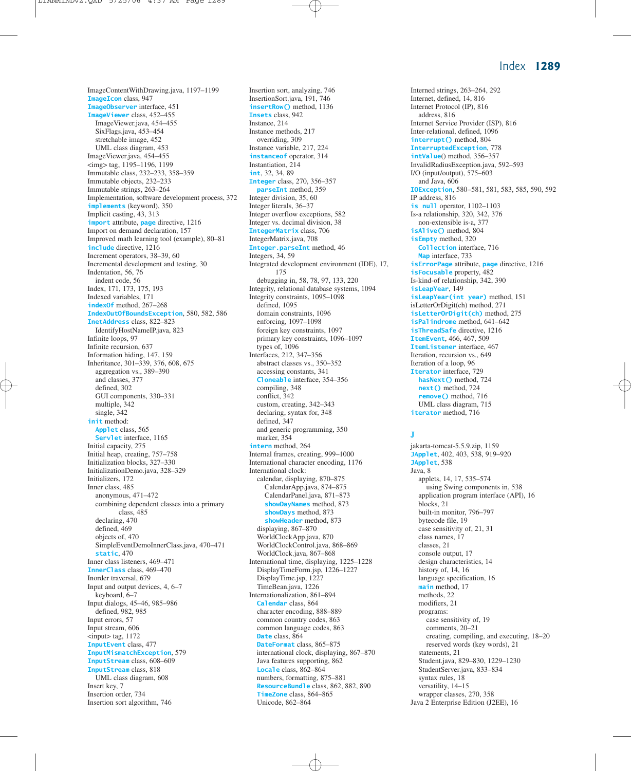ImageContentWithDrawing.java, 1197–1199
ImageIcon class, 947
ImageObserver interface, 451
ImageViewer class, 452–455
  ImageViewer.java, 454–455
  SixFlags.java, 453–454
  stretchable image, 452
  UML class diagram, 453
ImageViewer.java, 454–455
<img> tag, 1195–1196, 1199
Immutable class, 232–233, 358–359
Immutable objects, 232–233
Immutable strings, 263–264
Implementation, software development process, 372
implements (keyword), 350
Implicit casting, 43, 313
import attribute, page directive, 1216
Import on demand declaration, 157
Improved math learning tool (example), 80–81
include directive, 1216
Increment operators, 38–39, 60
Incremental development and testing, 30
Indentation, 56, 76
  indent code, 56
Index, 171, 173, 175, 193
Indexed variables, 171
indexOf method, 267–268
IndexOutOfBoundsException, 580, 582, 586
InetAddress class, 822–823
  IdentifyHostNameIP.java, 823
Infinite loops, 97
Infinite recursion, 637
Information hiding, 147, 159
Inheritance, 301–339, 376, 608, 675
  aggregation vs., 389–390
  and classes, 377
  defined, 302
  GUI components, 330–331
  multiple, 342
  single, 342
init method:
  Applet class, 565
  Servlet interface, 1165
Initial capacity, 275
Initial heap, creating, 757–758
Initialization blocks, 327–330
InitializationDemo.java, 328–329
Initializers, 172
Inner class, 485
  anonymous, 471–472
  combining dependent classes into a primary class, 485
  declaring, 470
  defined, 469
  objects of, 470
  SimpleEventDemoInnerClass.java, 470–471
  static, 470
Inner class listeners, 469–471
InnerClass class, 469–470
Inorder traversal, 679
Input and output devices, 4, 6–7
  keyboard, 6–7
Input dialogs, 45–46, 985–986
  defined, 982, 985
Input errors, 57
Input stream, 606
<input> tag, 1172
InputEvent class, 477
InputMismatchException, 579
InputStream class, 608–609
InputStream class, 818
  UML class diagram, 608
Insert key, 7
Insertion order, 734
Insertion sort algorithm, 746
Insertion sort, analyzing, 746
InsertionSort.java, 191, 746
insertRow() method, 1136
Insets class, 942
Instance, 214
Instance methods, 217
  overriding, 309
Instance variable, 217, 224
instanceof operator, 314
Instantiation, 214
int, 32, 34, 89
Integer class, 270, 356–357
  parseInt method, 359
Integer division, 35, 60
Integer literals, 36–37
Integer overflow exceptions, 582
Integer vs. decimal division, 38
IntegerMatrix class, 706
IntegerMatrix.java, 708
Integer.parseInt method, 46
Integers, 34, 59
Integrated development environment (IDE), 17, 175
  debugging in, 58, 78, 97, 133, 220
Integrity, relational database systems, 1094
Integrity constraints, 1095–1098
  defined, 1095
  domain constraints, 1096
  enforcing, 1097–1098
  foreign key constraints, 1097
  primary key constraints, 1096–1097
  types of, 1096
Interfaces, 212, 347–356
  abstract classes vs., 350–352
  accessing constants, 341
  Cloneable interface, 354–356
  compiling, 348
  conflict, 342
  custom, creating, 342–343
  declaring, syntax for, 348
  defined, 347
  and generic programming, 350
  marker, 354
intern method, 264
Internal frames, creating, 999–1000
International character encoding, 1176
International clock:
  calendar, displaying, 870–875
    CalendarApp.java, 874–875
    CalendarPanel.java, 871–873
    showDayNames method, 873
    showDays method, 873
    showHeader method, 873
  displaying, 867–870
  WorldClockApp.java, 870
  WorldClockControl.java, 868–869
  WorldClock.java, 867–868
International time, displaying, 1225–1228
  DisplayTimeForm.jsp, 1226–1227
  DisplayTime.jsp, 1227
  TimeBean.java, 1226
Internationalization, 861–894
  Calendar class, 864
  character encoding, 888–889
  common country codes, 863
  common language codes, 863
  Date class, 864
  DateFormat class, 865–875
  international clock, displaying, 867–870
  Java features supporting, 862
  Locale class, 862–864
  numbers, formatting, 875–881
  ResourceBundle class, 862, 882, 890
  TimeZone class, 864–865
  Unicode, 862–864
Interned strings, 263–264, 292
Internet, defined, 14, 816
Internet Protocol (IP), 816
  address, 816
Internet Service Provider (ISP), 816
Inter-relational, defined, 1096
interrupt() method, 804
InterruptedException, 778
intValue() method, 356–357
InvalidRadiusException.java, 592–593
I/O (input/output), 575–603
  and Java, 606
IOException, 580–581, 581, 583, 585, 590, 592
IP address, 816
is null operator, 1102–1103
Is-a relationship, 320, 342, 376
  non-extensible is-a, 377
isAlive() method, 804
isEmpty method, 320
  Collection interface, 716
  Map interface, 733
isErrorPage attribute, page directive, 1216
isFocusable property, 482
Is-kind-of relationship, 342, 390
isLeapYear, 149
isLeapYear(int year) method, 151
isLetterOrDigit(ch) method, 271
isLetterOrDigit(ch) method, 275
isPalindrome method, 641–642
isThreadSafe directive, 1216
ItemEvent, 466, 467, 509
ItemListener interface, 467
Iteration, recursion vs., 649
Iteration of a loop, 96
Iterator interface, 729
  hasNext() method, 724
  next() method, 724
  remove() method, 716
  UML class diagram, 715
iterator method, 716

## J

jakarta-tomcat-5.5.9.zip, 1159
JApplet, 402, 403, 538, 919–920
JApplet, 538
Java, 8
  applets, 14, 17, 535–574
    using Swing components in, 538
  application program interface (API), 16
  blocks, 21
  built-in monitor, 796–797
  bytecode file, 19
  case sensitivity of, 21, 31
  class names, 17
  classes, 21
  console output, 17
  design characteristics, 14
  history of, 14, 16
  language specification, 16
  main method, 17
  methods, 22
  modifiers, 21
  programs:
    case sensitivity of, 19
    comments, 20–21
    creating, compiling, and executing, 18–20
    reserved words (key words), 21
  statements, 21
  Student.java, 829–830, 1229–1230
  StudentServer.java, 833–834
  syntax rules, 18
  versatility, 14–15
  wrapper classes, 270, 358
Java 2 Enterprise Edition (J2EE), 16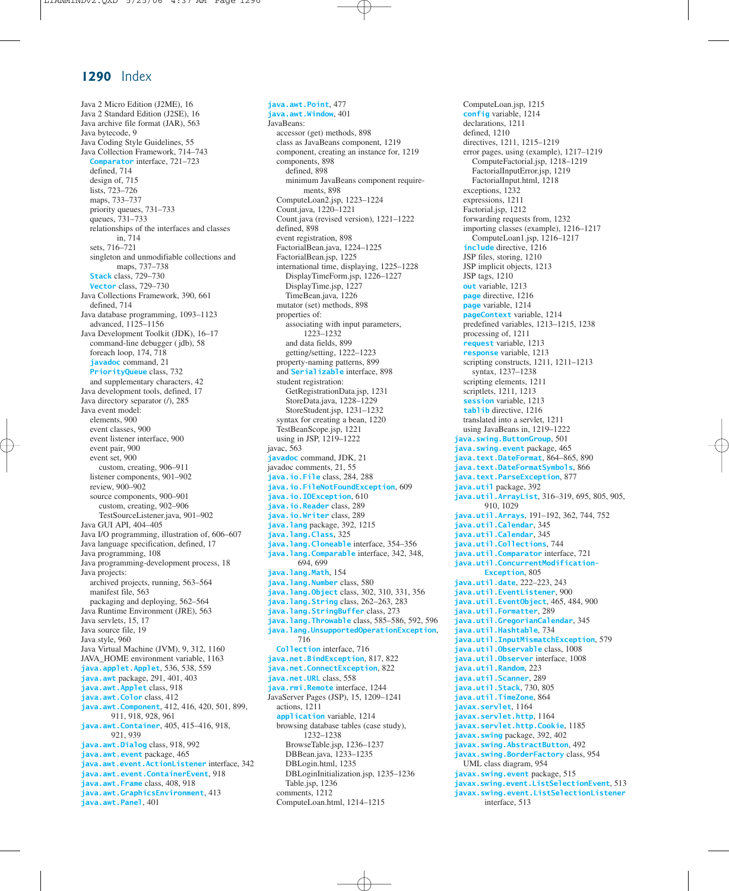Java 2 Micro Edition (J2ME), 16
Java 2 Standard Edition (J2SE), 16
Java archive file format (JAR), 563
Java bytecode, 9
Java Coding Style Guidelines, 55
Java Collection Framework, 714–743
- `Comparator` interface, 721–723
- defined, 714
- design of, 715
- lists, 723–726
- maps, 733–737
- priority queues, 731–733
- queues, 731–733
- relationships of the interfaces and classes in, 714
- sets, 716–721
- singleton and unmodifiable collections and maps, 737–738
- `Stack` class, 729–730
- `Vector` class, 729–730

Java Collections Framework, 390, 661
- defined, 714

Java database programming, 1093–1123
- advanced, 1125–1156

Java Development Toolkit (JDK), 16–17
- command-line debugger (jdb), 58
- foreach loop, 174, 718
- `javadoc` command, 21
- `PriorityQueue` class, 732
- and supplementary characters, 42

Java development tools, defined, 17
Java directory separator (/), 285
Java event model:
- elements, 900
- event classes, 900
- event listener interface, 900
- event pair, 900
- event set, 900
  - custom, creating, 906–911
- listener components, 901–902
- review, 900–902
- source components, 900–901
  - custom, creating, 902–906
  - TestSourceListener.java, 901–902

Java GUI API, 404–405
Java I/O programming, illustration of, 606–607
Java language specification, defined, 17
Java programming, 108
Java programming-development process, 18
Java projects:
- archived projects, running, 563–564
- manifest file, 563
- packaging and deploying, 562–564

Java Runtime Environment (JRE), 563
Java servlets, 15, 17
Java source file, 19
Java style, 960
Java Virtual Machine (JVM), 9, 312, 1160
JAVA_HOME environment variable, 1163
`java.applet.Applet`, 536, 538, 559
`java.awt` package, 291, 401, 403
`java.awt.Applet` class, 918
`java.awt.Color` class, 412
`java.awt.Component`, 412, 416, 420, 501, 899, 911, 918, 928, 961
`java.awt.Container`, 405, 415–416, 918, 921, 939
`java.awt.Dialog` class, 918, 992
`java.awt.event` package, 465
`java.awt.event.ActionListener` interface, 342
`java.awt.event.ContainerEvent`, 918
`java.awt.Frame` class, 408, 918
`java.awt.GraphicsEnvironment`, 413
`java.awt.Panel`, 401
`java.awt.Point`, 477
`java.awt.Window`, 401
JavaBeans:
- accessor (get) methods, 898
- class as JavaBeans component, 1219
- component, creating an instance for, 1219
- components, 898
  - defined, 898
  - minimum JavaBeans component requirements, 898
- ComputeLoan2.jsp, 1223–1224
- Count.java, 1220–1221
- Count.java (revised version), 1221–1222
- defined, 898
- event registration, 898
- FactorialBean.java, 1224–1225
- FactorialBean.jsp, 1225
- international time, displaying, 1225–1228
  - DisplayTimeForm.jsp, 1226–1227
  - DisplayTime.jsp, 1227
  - TimeBean.java, 1226
- mutator (set) methods, 898
- properties of:
  - associating with input parameters, 1223–1232
  - and data fields, 899
  - getting/setting, 1222–1223
- property-naming patterns, 899
- and `Serializable` interface, 898
- student registration:
  - GetRegistrationData.jsp, 1231
  - StoreData.java, 1228–1229
  - StoreStudent.jsp, 1231–1232
- syntax for creating a bean, 1220
- TestBeanScope.jsp, 1221
- using in JSP, 1219–1222

javac, 563
`javadoc` command, JDK, 21
javadoc comments, 21, 55
`java.io.File` class, 284, 288
`java.io.FileNotFoundException`, 609
`java.io.IOException`, 610
`java.io.Reader` class, 289
`java.io.Writer` class, 289
`java.lang` package, 392, 1215
`java.lang.Class`, 325
`java.lang.Cloneable` interface, 354–356
`java.lang.Comparable` interface, 342, 348, 694, 699
`java.lang.Math`, 154
`java.lang.Number` class, 580
`java.lang.Object` class, 302, 310, 331, 356
`java.lang.String` class, 262–263, 283
`java.lang.StringBuffer` class, 273
`java.lang.Throwable` class, 585–586, 592, 596
`java.lang.UnsupportedOperationException`, 716
- `Collection` interface, 716

`java.net.BindException`, 817, 822
`java.net.ConnectException`, 822
`java.net.URL` class, 558
`java.rmi.Remote` interface, 1244
JavaServer Pages (JSP), 15, 1209–1241
- actions, 1211
- `application` variable, 1214
- browsing database tables (case study), 1232–1238
  - BrowseTable.jsp, 1236–1237
  - DBBean.java, 1233–1235
  - DBLogin.html, 1235
  - DBLoginInitialization.jsp, 1235–1236
  - Table.jsp, 1236
- comments, 1212
- ComputeLoan.html, 1214–1215
- ComputeLoan.jsp, 1215
- `config` variable, 1214
- declarations, 1211
- defined, 1210
- directives, 1211, 1215–1219
- error pages, using (example), 1217–1219
  - ComputeFactorial.jsp, 1218–1219
  - FactorialInputError.jsp, 1219
  - FactorialInput.html, 1218
- exceptions, 1232
- expressions, 1211
- Factorial.jsp, 1212
- forwarding requests from, 1232
- importing classes (example), 1216–1217
  - ComputeLoan1.jsp, 1216–1217
- `include` directive, 1216
- JSP files, storing, 1210
- JSP implicit objects, 1213
- JSP tags, 1210
- `out` variable, 1213
- `page` directive, 1216
- `page` variable, 1214
- `pageContext` variable, 1214
- predefined variables, 1213–1215, 1238
- processing of, 1211
- `request` variable, 1213
- `response` variable, 1213
- scripting constructs, 1211, 1211–1213
  - syntax, 1237–1238
- scripting elements, 1211
- scriptlets, 1211, 1213
- `session` variable, 1213
- `tablib` directive, 1216
- translated into a servlet, 1211
- using JavaBeans in, 1219–1222

`java.swing.ButtonGroup`, 501
`java.swing.event` package, 465
`java.text.DateFormat`, 864–865, 890
`java.text.DateFormatSymbols`, 866
`java.text.ParseException`, 877
`java.util` package, 392
`java.util.ArrayList`, 316–319, 695, 805, 905, 910, 1029
`java.util.Arrays`, 191–192, 362, 744, 752
`java.util.Calendar`, 345
`java.util.Calendar`, 345
`java.util.Collections`, 744
`java.util.Comparator` interface, 721
`java.util.ConcurrentModificationException`, 805
`java.util.date`, 222–223, 243
`java.util.EventListener`, 900
`java.util.EventObject`, 465, 484, 900
`java.util.Formatter`, 289
`java.util.GregorianCalendar`, 345
`java.util.Hashtable`, 734
`java.util.InputMismatchException`, 579
`java.util.Observable` class, 1008
`java.util.Observer` interface, 1008
`java.util.Random`, 223
`java.util.Scanner`, 289
`java.util.Stack`, 730, 805
`java.util.TimeZone`, 864
`javax.servlet`, 1164
`javax.servlet.http`, 1164
`javax.servlet.http.Cookie`, 1185
`javax.swing` package, 392, 402
`javax.swing.AbstractButton`, 492
`javax.swing.BorderFactory` class, 954
- UML class diagram, 954

`javax.swing.event` package, 515
`javax.swing.event.ListSelectionEvent`, 513
`javax.swing.event.ListSelectionListener` interface, 513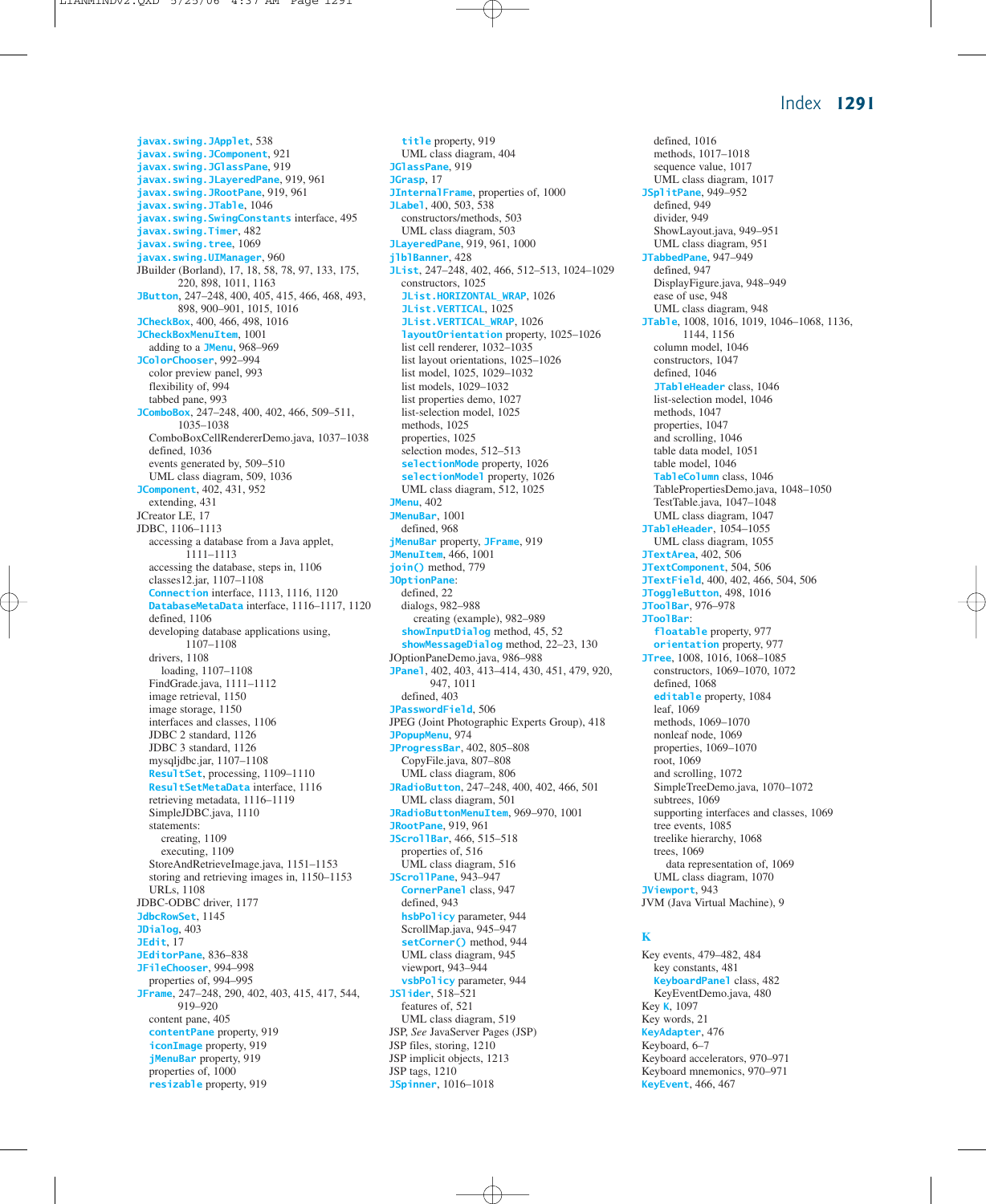javax.swing.JApplet, 538
javax.swing.JComponent, 921
javax.swing.JGlassPane, 919
javax.swing.JLayeredPane, 919, 961
javax.swing.JRootPane, 919, 961
javax.swing.JTable, 1046
javax.swing.SwingConstants interface, 495
javax.swing.Timer, 482
javax.swing.tree, 1069
javax.swing.UIManager, 960
JBuilder (Borland), 17, 18, 58, 78, 97, 133, 175, 220, 898, 1011, 1163
JButton, 247–248, 400, 405, 415, 466, 468, 493, 898, 900–901, 1015, 1016
JCheckBox, 400, 466, 498, 1016
JCheckBoxMenuItem, 1001
- adding to a JMenu, 968–969

JColorChooser, 992–994
- color preview panel, 993
- flexibility of, 994
- tabbed pane, 993

JComboBox, 247–248, 400, 402, 466, 509–511, 1035–1038
- ComboBoxCellRendererDemo.java, 1037–1038
- defined, 1036
- events generated by, 509–510
- UML class diagram, 509, 1036

JComponent, 402, 431, 952
- extending, 431

JCreator LE, 17
JDBC, 1106–1113
- accessing a database from a Java applet, 1111–1113
- accessing the database, steps in, 1106
- classes12.jar, 1107–1108
- Connection interface, 1113, 1116, 1120
- DatabaseMetaData interface, 1116–1117, 1120
- defined, 1106
- developing database applications using, 1107–1108
- drivers, 1108
    - loading, 1107–1108
- FindGrade.java, 1111–1112
- image retrieval, 1150
- image storage, 1150
- interfaces and classes, 1106
- JDBC 2 standard, 1126
- JDBC 3 standard, 1126
- mysqljdbc.jar, 1107–1108
- ResultSet, processing, 1109–1110
- ResultSetMetaData interface, 1116
- retrieving metadata, 1116–1119
- SimpleJDBC.java, 1110
- statements:
    - creating, 1109
    - executing, 1109
- StoreAndRetrieveImage.java, 1151–1153
- storing and retrieving images in, 1150–1153
- URLs, 1108

JDBC-ODBC driver, 1177
JdbcRowSet, 1145
JDialog, 403
JEdit, 17
JEditorPane, 836–838
JFileChooser, 994–998
- properties of, 994–995

JFrame, 247–248, 290, 402, 403, 415, 417, 544, 919–920
- content pane, 405
- contentPane property, 919
- iconImage property, 919
- jMenuBar property, 919
- properties of, 1000
- resizable property, 919
- title property, 919
- UML class diagram, 404

JGlassPane, 919
JGrasp, 17
JInternalFrame, properties of, 1000
JLabel, 400, 503, 538
- constructors/methods, 503
- UML class diagram, 503

JLayeredPane, 919, 961, 1000
jlblBanner, 428
JList, 247–248, 402, 466, 512–513, 1024–1029
- constructors, 1025
- JList.HORIZONTAL_WRAP, 1026
- JList.VERTICAL, 1025
- JList.VERTICAL_WRAP, 1026
- layoutOrientation property, 1025–1026
- list cell renderer, 1032–1035
- list layout orientations, 1025–1026
- list model, 1025, 1029–1032
- list models, 1029–1032
- list properties demo, 1027
- list-selection model, 1025
- methods, 1025
- properties, 1025
- selection modes, 512–513
- selectionMode property, 1026
- selectionModel property, 1026
- UML class diagram, 512, 1025

JMenu, 402
JMenuBar, 1001
- defined, 968

jMenuBar property, JFrame, 919
JMenuItem, 466, 1001
join() method, 779
JOptionPane:
- defined, 22
- dialogs, 982–988
    - creating (example), 982–989
- showInputDialog method, 45, 52
- showMessageDialog method, 22–23, 130

JOptionPaneDemo.java, 986–988
JPanel, 402, 403, 413–414, 430, 451, 479, 920, 947, 1011
- defined, 403

JPasswordField, 506
JPEG (Joint Photographic Experts Group), 418
JPopupMenu, 974
JProgressBar, 402, 805–808
- CopyFile.java, 807–808
- UML class diagram, 806

JRadioButton, 247–248, 400, 402, 466, 501
- UML class diagram, 501

JRadioButtonMenuItem, 969–970, 1001
JRootPane, 919, 961
JScrollBar, 466, 515–518
- properties of, 516
- UML class diagram, 516

JScrollPane, 943–947
- CornerPanel class, 947
- defined, 943
- hsbPolicy parameter, 944
- ScrollMap.java, 945–947
- setCorner() method, 944
- UML class diagram, 945
- viewport, 943–944
- vsbPolicy parameter, 944

JSlider, 518–521
- features of, 521
- UML class diagram, 519

JSP, *See* JavaServer Pages (JSP)
JSP files, storing, 1210
JSP implicit objects, 1213
JSP tags, 1210
JSpinner, 1016–1018
- defined, 1016
- methods, 1017–1018
- sequence value, 1017
- UML class diagram, 1017

JSplitPane, 949–952
- defined, 949
- divider, 949
- ShowLayout.java, 949–951
- UML class diagram, 951

JTabbedPane, 947–949
- defined, 947
- DisplayFigure.java, 948–949
- ease of use, 948
- UML class diagram, 948

JTable, 1008, 1016, 1019, 1046–1068, 1136, 1144, 1156
- column model, 1046
- constructors, 1047
- defined, 1046
- JTableHeader class, 1046
- list-selection model, 1046
- methods, 1047
- properties, 1047
- and scrolling, 1046
- table data model, 1051
- table model, 1046
- TableColumn class, 1046
- TablePropertiesDemo.java, 1048–1050
- TestTable.java, 1047–1048
- UML class diagram, 1047

JTableHeader, 1054–1055
- UML class diagram, 1055

JTextArea, 402, 506
JTextComponent, 504, 506
JTextField, 400, 402, 466, 504, 506
JToggleButton, 498, 1016
JToolBar, 976–978
JToolBar:
- floatable property, 977
- orientation property, 977

JTree, 1008, 1016, 1068–1085
- constructors, 1069–1070, 1072
- defined, 1068
- editable property, 1084
- leaf, 1069
- methods, 1069–1070
- nonleaf node, 1069
- properties, 1069–1070
- root, 1069
- and scrolling, 1072
- SimpleTreeDemo.java, 1070–1072
- subtrees, 1069
- supporting interfaces and classes, 1069
- tree events, 1085
- treelike hierarchy, 1068
- trees, 1069
    - data representation of, 1069
- UML class diagram, 1070

JViewport, 943
JVM (Java Virtual Machine), 9

## K

Key events, 479–482, 484
- key constants, 481
- KeyboardPanel class, 482
- KeyEventDemo.java, 480

Key K, 1097
Key words, 21
KeyAdapter, 476
Keyboard, 6–7
Keyboard accelerators, 970–971
Keyboard mnemonics, 970–971
KeyEvent, 466, 467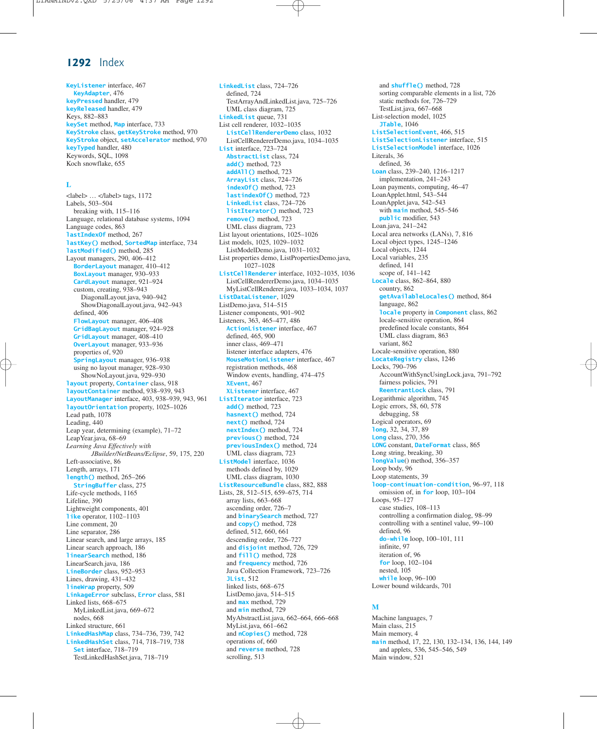KeyListener interface, 467
  KeyAdapter, 476
keyPressed handler, 479
keyReleased handler, 479
Keys, 882–883
keySet method, Map interface, 733
KeyStroke class, getKeyStroke method, 970
KeyStroke object, setAccelerator method, 970
keyTyped handler, 480
Keywords, SQL, 1098
Koch snowflake, 655

## L

<label> … </label> tags, 1172
Labels, 503–504
  breaking with, 115–116
Language, relational database systems, 1094
Language codes, 863
lastIndexOf method, 267
lastKey() method, SortedMap interface, 734
lastModified() method, 285
Layout managers, 290, 406–412
  BorderLayout manager, 410–412
  BoxLayout manager, 930–933
  CardLayout manager, 921–924
  custom, creating, 938–943
    DiagonalLayout.java, 940–942
    ShowDiagonalLayout.java, 942–943
  defined, 406
  FlowLayout manager, 406–408
  GridBagLayout manager, 924–928
  GridLayout manager, 408–410
  OverLayout manager, 933–936
  properties of, 920
  SpringLayout manager, 936–938
  using no layout manager, 928–930
    ShowNoLayout.java, 929–930
layout property, Container class, 918
layoutContainer method, 938–939, 943
LayoutManager interface, 403, 938–939, 943, 961
layoutOrientation property, 1025–1026
Lead path, 1078
Leading, 440
Leap year, determining (example), 71–72
LeapYear.java, 68–69
*Learning Java Effectively with JBuilder/NetBeans/Eclipse*, 59, 175, 220
Left-associative, 86
Length, arrays, 171
length() method, 265–266
  StringBuffer class, 275
Life-cycle methods, 1165
Lifeline, 390
Lightweight components, 401
like operator, 1102–1103
Line comment, 20
Line separator, 286
Linear search, and large arrays, 185
Linear search approach, 186
linearSearch method, 186
LinearSearch.java, 186
LineBorder class, 952–953
Lines, drawing, 431–432
lineWrap property, 509
LinkageError subclass, Error class, 581
Linked lists, 668–675
  MyLinkedList.java, 669–672
  nodes, 668
Linked structure, 661
LinkedHashMap class, 734–736, 739, 742
LinkedHashSet class, 714, 718–719, 738
  Set interface, 718–719
  TestLinkedHashSet.java, 718–719
LinkedList class, 724–726
  defined, 724
  TestArrayAndLinkedList.java, 725–726
  UML class diagram, 725
LinkedList queue, 731
List cell renderer, 1032–1035
  ListCellRendererDemo class, 1032
  ListCellRendererDemo.java, 1034–1035
List interface, 723–724
  AbstractList class, 724
  add() method, 723
  addAll() method, 723
  ArrayList class, 724–726
  indexOf() method, 723
  lastindexOf() method, 723
  LinkedList class, 724–726
  listIterator() method, 723
  remove() method, 723
  UML class diagram, 723
List layout orientations, 1025–1026
List models, 1025, 1029–1032
  ListModelDemo.java, 1031–1032
List properties demo, ListPropertiesDemo.java, 1027–1028
ListCellRenderer interface, 1032–1035, 1036
  ListCellRendererDemo.java, 1034–1035
  MyListCellRenderer.java, 1033–1034, 1037
ListDataListener, 1029
ListDemo.java, 514–515
Listener components, 901–902
Listeners, 363, 465–477, 486
  ActionListener interface, 467
  defined, 465, 900
  inner class, 469–471
  listener interface adapters, 476
  MouseMotionListener interface, 467
  registration methods, 468
  Window events, handling, 474–475
  XEvent, 467
  XListener interface, 467
ListIterator interface, 723
  add() method, 723
  hasnext() method, 724
  next() method, 724
  nextIndex() method, 724
  previous() method, 724
  previousIndex() method, 724
  UML class diagram, 723
ListModel interface, 1036
  methods defined by, 1029
  UML class diagram, 1030
ListResourceBundle class, 882, 888
Lists, 28, 512–515, 659–675, 714
  array lists, 663–668
  ascending order, 726–7
  and binarySearch method, 727
  and copy() method, 728
  defined, 512, 660, 661
  descending order, 726–727
  and disjoint method, 726, 729
  and fill() method, 728
  and frequency method, 726
  Java Collection Framework, 723–726
  JList, 512
  linked lists, 668–675
  ListDemo.java, 514–515
  and max method, 729
  and min method, 729
  MyAbstractList.java, 662–664, 666–668
  MyList.java, 661–662
  and nCopies() method, 728
  operations of, 660
  and reverse method, 728
  scrolling, 513
  and shuffle() method, 728
  sorting comparable elements in a list, 726
  static methods for, 726–729
  TestList.java, 667–668
List-selection model, 1025
  JTable, 1046
ListSelectionEvent, 466, 515
ListSelectionListener interface, 515
ListSelectionModel interface, 1026
Literals, 36
  defined, 36
Loan class, 239–240, 1216–1217
  implementation, 241–243
Loan payments, computing, 46–47
LoanApplet.html, 543–544
LoanApplet.java, 542–543
  with main method, 545–546
  public modifier, 543
Loan.java, 241–242
Local area networks (LANs), 7, 816
Local object types, 1245–1246
Local objects, 1244
Local variables, 235
  defined, 141
  scope of, 141–142
Locale class, 862–864, 880
  country, 862
  getAvailableLocales() method, 864
  language, 862
  locale property in Component class, 862
  locale-sensitive operation, 864
  predefined locale constants, 864
  UML class diagram, 863
  variant, 862
Locale-sensitive operation, 880
LocateRegistry class, 1246
Locks, 790–796
  AccountWithSyncUsingLock.java, 791–792
  fairness policies, 791
  ReentrantLock class, 791
Logarithmic algorithm, 745
Logic errors, 58, 60, 578
  debugging, 58
Logical operators, 69
long, 32, 34, 37, 89
Long class, 270, 356
LONG constant, DateFormat class, 865
Long string, breaking, 30
longValue() method, 356–357
Loop body, 96
Loop statements, 39
loop-continuation-condition, 96–97, 118
  omission of, in for loop, 103–104
Loops, 95–127
  case studies, 108–113
  controlling a confirmation dialog, 98–99
  controlling with a sentinel value, 99–100
  defined, 96
  do-while loop, 100–101, 111
  infinite, 97
  iteration of, 96
  for loop, 102–104
  nested, 105
  while loop, 96–100
Lower bound wildcards, 701

## M

Machine languages, 7
Main class, 215
Main memory, 4
main method, 17, 22, 130, 132–134, 136, 144, 149
  and applets, 536, 545–546, 549
Main window, 521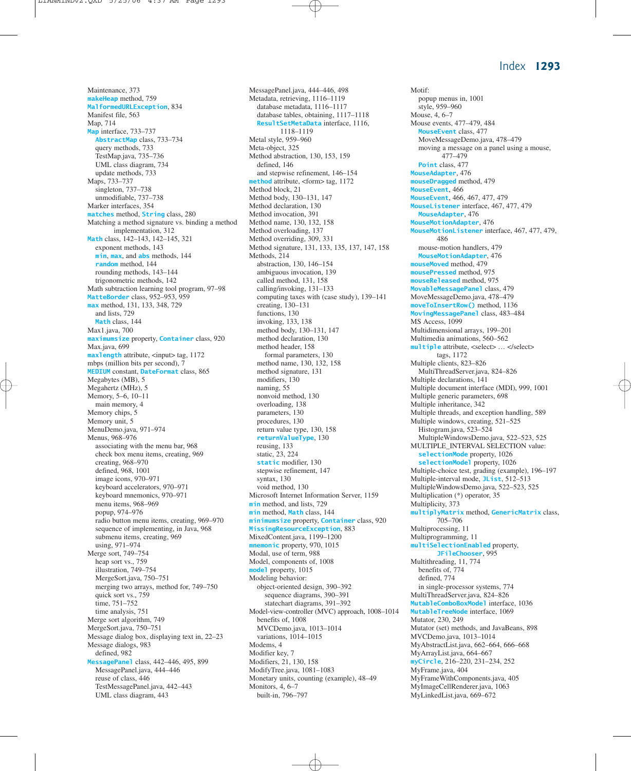Maintenance, 373
makeHeap method, 759
MalformedURLException, 834
Manifest file, 563
Map, 714
Map interface, 733–737
  AbstractMap class, 733–734
  query methods, 733
  TestMap.java, 735–736
  UML class diagram, 734
  update methods, 733
Maps, 733–737
  singleton, 737–738
  unmodifiable, 737–738
Marker interfaces, 354
matches method, String class, 280
Matching a method signature vs. binding a method implementation, 312
Math class, 142–143, 142–145, 321
  exponent methods, 143
  min, max, and abs methods, 144
  random method, 144
  rounding methods, 143–144
  trigonometric methods, 142
Math subtraction learning tool program, 97–98
MatteBorder class, 952–953, 959
max method, 131, 133, 348, 729
  and lists, 729
  Math class, 144
Max1.java, 700
maximumsize property, Container class, 920
Max.java, 699
maxlength attribute, <input> tag, 1172
mbps (million bits per second), 7
MEDIUM constant, DateFormat class, 865
Megabytes (MB), 5
Megahertz (MHz), 5
Memory, 5–6, 10–11
  main memory, 4
Memory chips, 5
Memory unit, 5
MenuDemo.java, 971–974
Menus, 968–976
  associating with the menu bar, 968
  check box menu items, creating, 969
  creating, 968–970
  defined, 968, 1001
  image icons, 970–971
  keyboard accelerators, 970–971
  keyboard mnemonics, 970–971
  menu items, 968–969
  popup, 974–976
  radio button menu items, creating, 969–970
  sequence of implementing, in Java, 968
  submenu items, creating, 969
  using, 971–974
Merge sort, 749–754
  heap sort vs., 759
  illustration, 749–754
  MergeSort.java, 750–751
  merging two arrays, method for, 749–750
  quick sort vs., 759
  time, 751–752
  time analysis, 751
Merge sort algorithm, 749
MergeSort.java, 750–751
Message dialog box, displaying text in, 22–23
Message dialogs, 983
  defined, 982
MessagePanel class, 442–446, 495, 899
  MessagePanel.java, 444–446
  reuse of class, 446
  TestMessagePanel.java, 442–443
  UML class diagram, 443
MessagePanel.java, 444–446, 498
Metadata, retrieving, 1116–1119
  database metadata, 1116–1117
  database tables, obtaining, 1117–1118
  ResultSetMetaData interface, 1116, 1118–1119
Metal style, 959–960
Meta-object, 325
Method abstraction, 130, 153, 159
  defined, 146
  and stepwise refinement, 146–154
method attribute, <form> tag, 1172
Method block, 21
Method body, 130–131, 147
Method declaration, 130
Method invocation, 391
Method name, 130, 132, 158
Method overloading, 137
Method overriding, 309, 331
Method signature, 131, 133, 135, 137, 147, 158
Methods, 214
  abstraction, 130, 146–154
  ambiguous invocation, 139
  called method, 131, 158
  calling/invoking, 131–133
  computing taxes with (case study), 139–141
  creating, 130–131
  functions, 130
  invoking, 133, 138
  method body, 130–131, 147
  method declaration, 130
  method header, 158
    formal parameters, 130
  method name, 130, 132, 158
  method signature, 131
  modifiers, 130
  naming, 55
  nonvoid method, 130
  overloading, 138
  parameters, 130
  procedures, 130
  return value type, 130, 158
  returnValueType, 130
  reusing, 133
  static, 23, 224
  static modifier, 130
  stepwise refinement, 147
  syntax, 130
  void method, 130
Microsoft Internet Information Server, 1159
min method, and lists, 729
min method, Math class, 144
minimumsize property, Container class, 920
MissingResourceException, 883
MixedContent.java, 1199–1200
mnemonic property, 970, 1015
Modal, use of term, 988
Model, components of, 1008
model property, 1015
Modeling behavior:
  object-oriented design, 390–392
    sequence diagrams, 390–391
    statechart diagrams, 391–392
Model-view-controller (MVC) approach, 1008–1014
  benefits of, 1008
  MVCDemo.java, 1013–1014
  variations, 1014–1015
Modems, 4
Modifier key, 7
Modifiers, 21, 130, 158
ModifyTree.java, 1081–1083
Monetary units, counting (example), 48–49
Monitors, 4, 6–7
  built-in, 796–797
Motif:
  popup menus in, 1001
  style, 959–960
Mouse, 4, 6–7
Mouse events, 477–479, 484
  MouseEvent class, 477
  MoveMessageDemo.java, 478–479
  moving a message on a panel using a mouse, 477–479
  Point class, 477
MouseAdapter, 476
mouseDragged method, 479
MouseEvent, 466
MouseEvent, 466, 467, 477, 479
MouseListener interface, 467, 477, 479
  MouseAdapter, 476
MouseMotionAdapter, 476
MouseMotionListener interface, 467, 477, 479, 486
  mouse-motion handlers, 479
  MouseMotionAdapter, 476
mouseMoved method, 479
mousePressed method, 975
mouseReleased method, 975
MovableMessagePanel class, 479
MoveMessageDemo.java, 478–479
moveToInsertRow() method, 1136
MovingMessagePanel class, 483–484
MS Access, 1099
Multidimensional arrays, 199–201
Multimedia animations, 560–562
multiple attribute, <select> … </select> tags, 1172
Multiple clients, 823–826
  MultiThreadServer.java, 824–826
Multiple declarations, 141
Multiple document interface (MDI), 999, 1001
Multiple generic parameters, 698
Multiple inheritance, 342
Multiple threads, and exception handling, 589
Multiple windows, creating, 521–525
  Histogram.java, 523–524
  MultipleWindowsDemo.java, 522–523, 525
MULTIPLE_INTERVAL SELECTION value:
  selectionMode property, 1026
  selectionModel property, 1026
Multiple-choice test, grading (example), 196–197
Multiple-interval mode, JList, 512–513
MultipleWindowsDemo.java, 522–523, 525
Multiplication (*) operator, 35
Multiplicity, 373
multiplyMatrix method, GenericMatrix class, 705–706
Multiprocessing, 11
Multiprogramming, 11
multiSelectionEnabled property, JFileChooser, 995
Multithreading, 11, 774
  benefits of, 774
  defined, 774
  in single-processor systems, 774
MultiThreadServer.java, 824–826
MutableComboBoxModel interface, 1036
MutableTreeNode interface, 1069
Mutator, 230, 249
Mutator (set) methods, and JavaBeans, 898
MVCDemo.java, 1013–1014
MyAbstractList.java, 662–664, 666–668
MyArrayList.java, 664–667
myCircle, 216–220, 231–234, 252
MyFrame.java, 404
MyFrameWithComponents.java, 405
MyImageCellRenderer.java, 1063
MyLinkedList.java, 669–672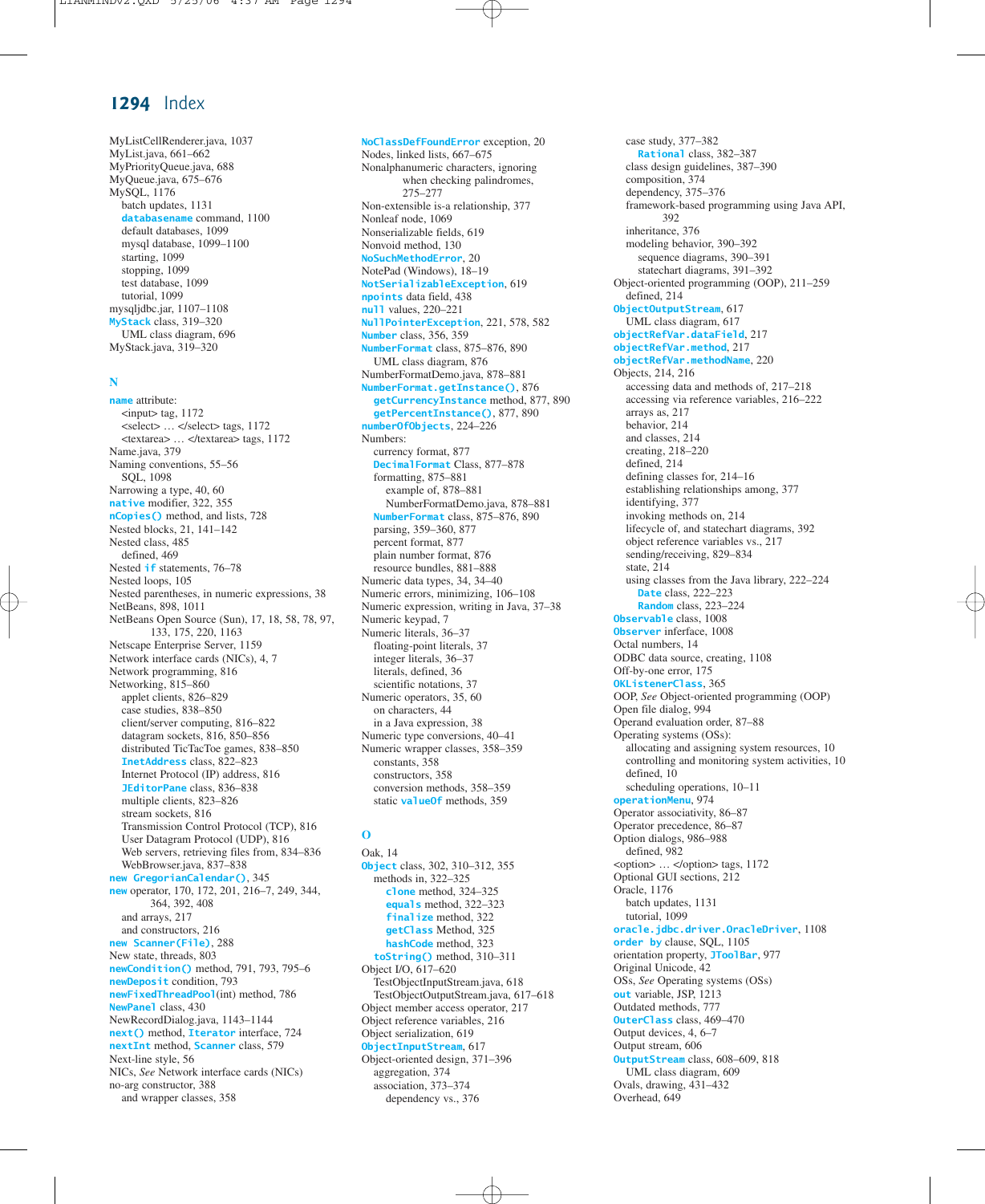MyListCellRenderer.java, 1037
MyList.java, 661–662
MyPriorityQueue.java, 688
MyQueue.java, 675–676
MySQL, 1176
  batch updates, 1131
  `databasename` command, 1100
  default databases, 1099
  mysql database, 1099–1100
  starting, 1099
  stopping, 1099
  test database, 1099
  tutorial, 1099
mysqljdbc.jar, 1107–1108
`MyStack` class, 319–320
  UML class diagram, 696
MyStack.java, 319–320

## N

`name` attribute:
  <input> tag, 1172
  <select> … </select> tags, 1172
  <textarea> … </textarea> tags, 1172
Name.java, 379
Naming conventions, 55–56
  SQL, 1098
Narrowing a type, 40, 60
`native` modifier, 322, 355
`nCopies()` method, and lists, 728
Nested blocks, 21, 141–142
Nested class, 485
  defined, 469
Nested `if` statements, 76–78
Nested loops, 105
Nested parentheses, in numeric expressions, 38
NetBeans, 898, 1011
NetBeans Open Source (Sun), 17, 18, 58, 78, 97, 133, 175, 220, 1163
Netscape Enterprise Server, 1159
Network interface cards (NICs), 4, 7
Network programming, 816
Networking, 815–860
  applet clients, 826–829
  case studies, 838–850
  client/server computing, 816–822
  datagram sockets, 816, 850–856
  distributed TicTacToe games, 838–850
  `InetAddress` class, 822–823
  Internet Protocol (IP) address, 816
  `JEditorPane` class, 836–838
  multiple clients, 823–826
  stream sockets, 816
  Transmission Control Protocol (TCP), 816
  User Datagram Protocol (UDP), 816
  Web servers, retrieving files from, 834–836
  WebBrowser.java, 837–838
`new GregorianCalendar()`, 345
`new` operator, 170, 172, 201, 216–7, 249, 344, 364, 392, 408
  and arrays, 217
  and constructors, 216
`new Scanner(File)`, 288
New state, threads, 803
`newCondition()` method, 791, 793, 795–6
`newDeposit` condition, 793
`newFixedThreadPool`(int) method, 786
`NewPanel` class, 430
NewRecordDialog.java, 1143–1144
`next()` method, `Iterator` interface, 724
`nextInt` method, `Scanner` class, 579
Next-line style, 56
NICs, *See* Network interface cards (NICs)
no-arg constructor, 388
  and wrapper classes, 358
`NoClassDefFoundError` exception, 20
Nodes, linked lists, 667–675
Nonalphanumeric characters, ignoring when checking palindromes, 275–277
Non-extensible is-a relationship, 377
Nonleaf node, 1069
Nonserializable fields, 619
Nonvoid method, 130
`NoSuchMethodError`, 20
NotePad (Windows), 18–19
`NotSerializableException`, 619
`npoints` data field, 438
`null` values, 220–221
`NullPointerException`, 221, 578, 582
`Number` class, 356, 359
`NumberFormat` class, 875–876, 890
  UML class diagram, 876
NumberFormatDemo.java, 878–881
`NumberFormat.getInstance()`, 876
  `getCurrencyInstance` method, 877, 890
  `getPercentInstance()`, 877, 890
`numberOfObjects`, 224–226
Numbers:
  currency format, 877
  `DecimalFormat` Class, 877–878
  formatting, 875–881
    example of, 878–881
    NumberFormatDemo.java, 878–881
  `NumberFormat` class, 875–876, 890
  parsing, 359–360, 877
  percent format, 877
  plain number format, 876
  resource bundles, 881–888
Numeric data types, 34, 34–40
Numeric errors, minimizing, 106–108
Numeric expression, writing in Java, 37–38
Numeric keypad, 7
Numeric literals, 36–37
  floating-point literals, 37
  integer literals, 36–37
  literals, defined, 36
  scientific notations, 37
Numeric operators, 35, 60
  on characters, 44
  in a Java expression, 38
Numeric type conversions, 40–41
Numeric wrapper classes, 358–359
  constants, 358
  constructors, 358
  conversion methods, 358–359
  static `valueOf` methods, 359

## O

Oak, 14
`Object` class, 302, 310–312, 355
  methods in, 322–325
    `clone` method, 324–325
    `equals` method, 322–323
    `finalize` method, 322
    `getClass` Method, 325
    `hashCode` method, 323
  `toString()` method, 310–311
Object I/O, 617–620
  TestObjectInputStream.java, 618
  TestObjectOutputStream.java, 617–618
Object member access operator, 217
Object reference variables, 216
Object serialization, 619
`ObjectInputStream`, 617
Object-oriented design, 371–396
  aggregation, 374
  association, 373–374
    dependency vs., 376
  case study, 377–382
    `Rational` class, 382–387
  class design guidelines, 387–390
  composition, 374
  dependency, 375–376
  framework-based programming using Java API, 392
  inheritance, 376
  modeling behavior, 390–392
    sequence diagrams, 390–391
    statechart diagrams, 391–392
Object-oriented programming (OOP), 211–259
  defined, 214
`ObjectOutputStream`, 617
  UML class diagram, 617
`objectRefVar.dataField`, 217
`objectRefVar.method`, 217
`objectRefVar.methodName`, 220
Objects, 214, 216
  accessing data and methods of, 217–218
  accessing via reference variables, 216–222
  arrays as, 217
  behavior, 214
  and classes, 214
  creating, 218–220
  defined, 214
  defining classes for, 214–16
  establishing relationships among, 377
  identifying, 377
  invoking methods on, 214
  lifecycle of, and statechart diagrams, 392
  object reference variables vs., 217
  sending/receiving, 829–834
  state, 214
  using classes from the Java library, 222–224
    `Date` class, 222–223
    `Random` class, 223–224
`Observable` class, 1008
`Observer` interface, 1008
Octal numbers, 14
ODBC data source, creating, 1108
Off-by-one error, 175
`OKListenerClass`, 365
OOP, *See* Object-oriented programming (OOP)
Open file dialog, 994
Operand evaluation order, 87–88
Operating systems (OSs):
  allocating and assigning system resources, 10
  controlling and monitoring system activities, 10
  defined, 10
  scheduling operations, 10–11
`operationMenu`, 974
Operator associativity, 86–87
Operator precedence, 86–87
Option dialogs, 986–988
  defined, 982
<option> … </option> tags, 1172
Optional GUI sections, 212
Oracle, 1176
  batch updates, 1131
  tutorial, 1099
`oracle.jdbc.driver.OracleDriver`, 1108
`order by` clause, SQL, 1105
orientation property, `JToolBar`, 977
Original Unicode, 42
OSs, *See* Operating systems (OSs)
`out` variable, JSP, 1213
Outdated methods, 777
`OuterClass` class, 469–470
Output devices, 4, 6–7
Output stream, 606
`OutputStream` class, 608–609, 818
  UML class diagram, 609
Ovals, drawing, 431–432
Overhead, 649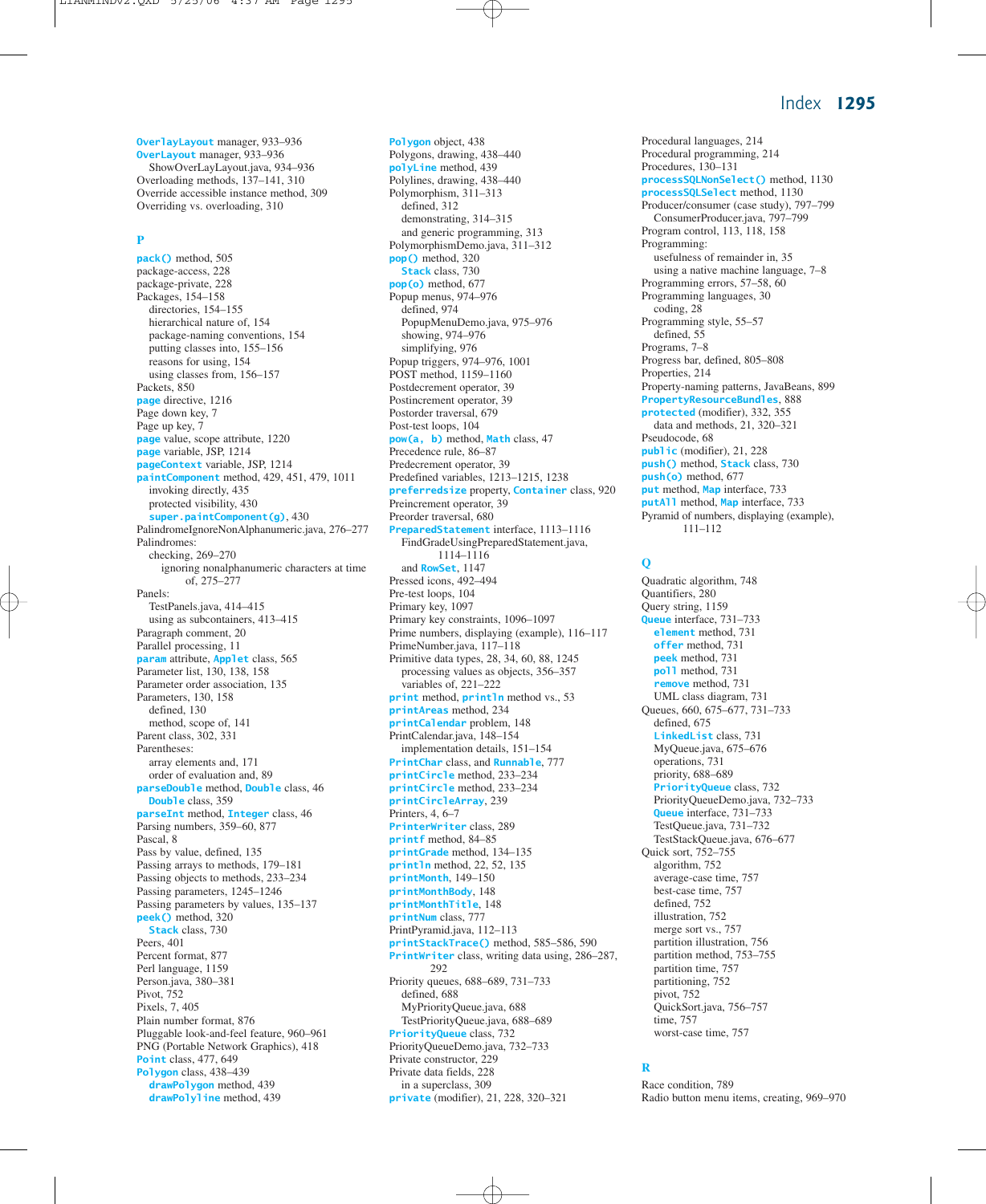OverlayLayout manager, 933–936
OverLayout manager, 933–936
  ShowOverLayLayout.java, 934–936
Overloading methods, 137–141, 310
Override accessible instance method, 309
Overriding vs. overloading, 310

## P

pack() method, 505
package-access, 228
package-private, 228
Packages, 154–158
  directories, 154–155
  hierarchical nature of, 154
  package-naming conventions, 154
  putting classes into, 155–156
  reasons for using, 154
  using classes from, 156–157
Packets, 850
page directive, 1216
Page down key, 7
Page up key, 7
page value, scope attribute, 1220
page variable, JSP, 1214
pageContext variable, JSP, 1214
paintComponent method, 429, 451, 479, 1011
  invoking directly, 435
  protected visibility, 430
  super.paintComponent(g), 430
PalindromeIgnoreNonAlphanumeric.java, 276–277
Palindromes:
  checking, 269–270
  ignoring nonalphanumeric characters at time of, 275–277
Panels:
  TestPanels.java, 414–415
  using as subcontainers, 413–415
Paragraph comment, 20
Parallel processing, 11
param attribute, Applet class, 565
Parameter list, 130, 138, 158
Parameter order association, 135
Parameters, 130, 158
  defined, 130
  method, scope of, 141
Parent class, 302, 331
Parentheses:
  array elements and, 171
  order of evaluation and, 89
parseDouble method, Double class, 46
  Double class, 359
parseInt method, Integer class, 46
Parsing numbers, 359–60, 877
Pascal, 8
Pass by value, defined, 135
Passing arrays to methods, 179–181
Passing objects to methods, 233–234
Passing parameters, 1245–1246
Passing parameters by values, 135–137
peek() method, 320
  Stack class, 730
Peers, 401
Percent format, 877
Perl language, 1159
Person.java, 380–381
Pivot, 752
Pixels, 7, 405
Plain number format, 876
Pluggable look-and-feel feature, 960–961
PNG (Portable Network Graphics), 418
Point class, 477, 649
Polygon class, 438–439
  drawPolygon method, 439
  drawPolyline method, 439
Polygon object, 438
Polygons, drawing, 438–440
polyLine method, 439
Polylines, drawing, 438–440
Polymorphism, 311–313
  defined, 312
  demonstrating, 314–315
  and generic programming, 313
PolymorphismDemo.java, 311–312
pop() method, 320
  Stack class, 730
pop(o) method, 677
Popup menus, 974–976
  defined, 974
  PopupMenuDemo.java, 975–976
  showing, 974–976
  simplifying, 976
Popup triggers, 974–976, 1001
POST method, 1159–1160
Postdecrement operator, 39
Postincrement operator, 39
Postorder traversal, 679
Post-test loops, 104
pow(a, b) method, Math class, 47
Precedence rule, 86–87
Predecrement operator, 39
Predefined variables, 1213–1215, 1238
preferredsize property, Container class, 920
Preincrement operator, 39
Preorder traversal, 680
PreparedStatement interface, 1113–1116
  FindGradeUsingPreparedStatement.java, 1114–1116
  and RowSet, 1147
Pressed icons, 492–494
Pre-test loops, 104
Primary key, 1097
Primary key constraints, 1096–1097
Prime numbers, displaying (example), 116–117
PrimeNumber.java, 117–118
Primitive data types, 28, 34, 60, 88, 1245
  processing values as objects, 356–357
  variables of, 221–222
print method, println method vs., 53
printAreas method, 234
printCalendar problem, 148
PrintCalendar.java, 148–154
  implementation details, 151–154
PrintChar class, and Runnable, 777
printCircle method, 233–234
printCircle method, 233–234
printCircleArray, 239
Printers, 4, 6–7
PrinterWriter class, 289
printf method, 84–85
printGrade method, 134–135
println method, 22, 52, 135
printMonth, 149–150
printMonthBody, 148
printMonthTitle, 148
printNum class, 777
PrintPyramid.java, 112–113
printStackTrace() method, 585–586, 590
PrintWriter class, writing data using, 286–287, 292
Priority queues, 688–689, 731–733
  defined, 688
  MyPriorityQueue.java, 688
  TestPriorityQueue.java, 688–689
PriorityQueue class, 732
PriorityQueueDemo.java, 732–733
Private constructor, 229
Private data fields, 228
  in a superclass, 309
private (modifier), 21, 228, 320–321
Procedural languages, 214
Procedural programming, 214
Procedures, 130–131
processSQLNonSelect() method, 1130
processSQLSelect method, 1130
Producer/consumer (case study), 797–799
  ConsumerProducer.java, 797–799
Program control, 113, 118, 158
Programming:
  usefulness of remainder in, 35
  using a native machine language, 7–8
Programming errors, 57–58, 60
Programming languages, 30
  coding, 28
Programming style, 55–57
  defined, 55
Programs, 7–8
Progress bar, defined, 805–808
Properties, 214
Property-naming patterns, JavaBeans, 899
PropertyResourceBundles, 888
protected (modifier), 332, 355
  data and methods, 21, 320–321
Pseudocode, 68
public (modifier), 21, 228
push() method, Stack class, 730
push(o) method, 677
put method, Map interface, 733
putAll method, Map interface, 733
Pyramid of numbers, displaying (example), 111–112

## Q

Quadratic algorithm, 748
Quantifiers, 280
Query string, 1159
Queue interface, 731–733
  element method, 731
  offer method, 731
  peek method, 731
  poll method, 731
  remove method, 731
  UML class diagram, 731
Queues, 660, 675–677, 731–733
  defined, 675
  LinkedList class, 731
  MyQueue.java, 675–676
  operations, 731
  priority, 688–689
  PriorityQueue class, 732
  PriorityQueueDemo.java, 732–733
  Queue interface, 731–733
  TestQueue.java, 731–732
  TestStackQueue.java, 676–677
Quick sort, 752–755
  algorithm, 752
  average-case time, 757
  best-case time, 757
  defined, 752
  illustration, 752
  merge sort vs., 757
  partition illustration, 756
  partition method, 753–755
  partition time, 757
  partitioning, 752
  pivot, 752
  QuickSort.java, 756–757
  time, 757
  worst-case time, 757

## R

Race condition, 789
Radio button menu items, creating, 969–970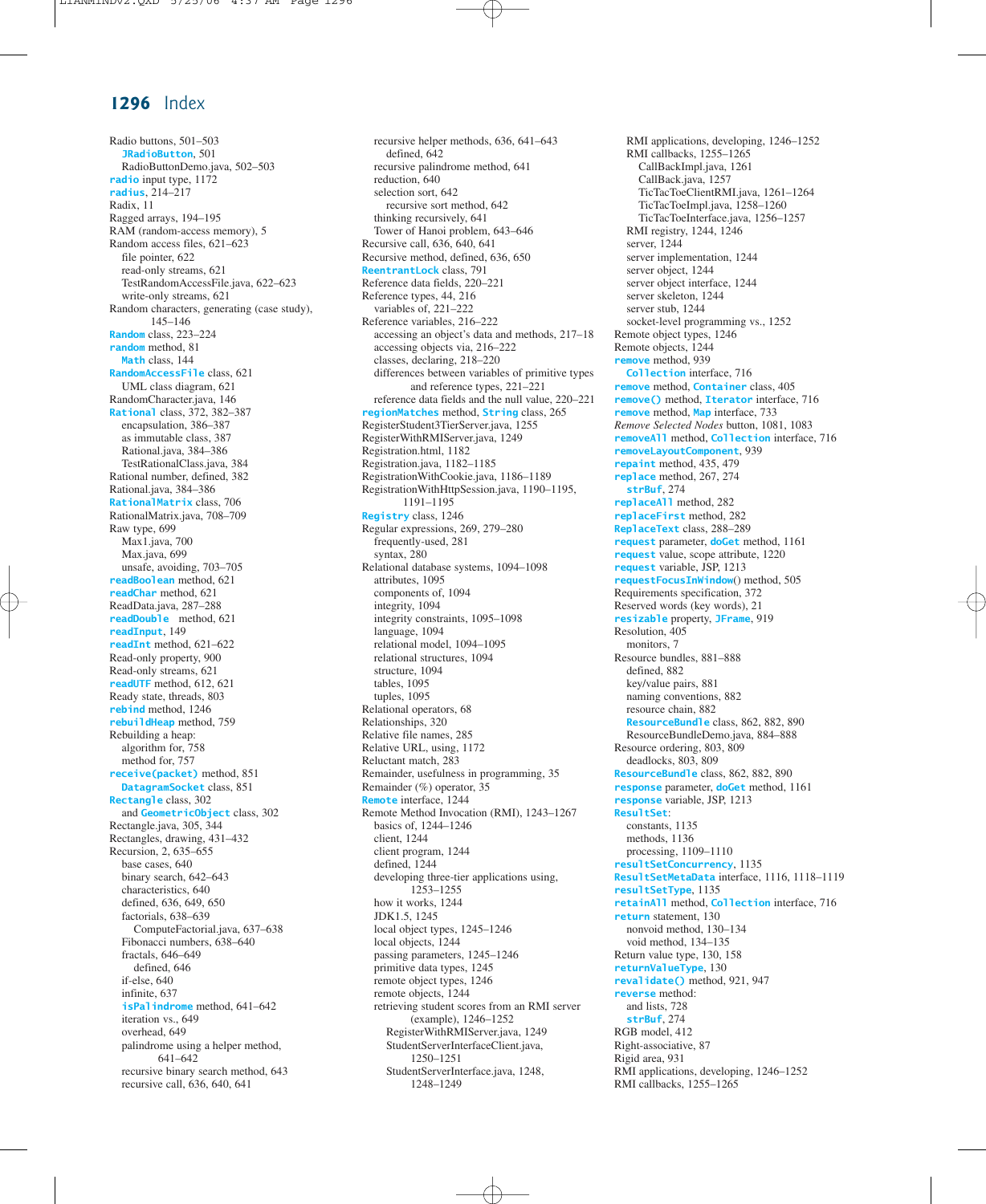Radio buttons, 501–503
  JRadioButton, 501
  RadioButtonDemo.java, 502–503
radio input type, 1172
radius, 214–217
Radix, 11
Ragged arrays, 194–195
RAM (random-access memory), 5
Random access files, 621–623
  file pointer, 622
  read-only streams, 621
  TestRandomAccessFile.java, 622–623
  write-only streams, 621
Random characters, generating (case study), 145–146
Random class, 223–224
random method, 81
  Math class, 144
RandomAccessFile class, 621
  UML class diagram, 621
RandomCharacter.java, 146
Rational class, 372, 382–387
  encapsulation, 386–387
  as immutable class, 387
  Rational.java, 384–386
  TestRationalClass.java, 384
Rational number, defined, 382
Rational.java, 384–386
RationalMatrix class, 706
RationalMatrix.java, 708–709
Raw type, 699
  Max1.java, 700
  Max.java, 699
  unsafe, avoiding, 703–705
readBoolean method, 621
readChar method, 621
ReadData.java, 287–288
readDouble method, 621
readInput, 149
readInt method, 621–622
Read-only property, 900
Read-only streams, 621
readUTF method, 612, 621
Ready state, threads, 803
rebind method, 1246
rebuildHeap method, 759
Rebuilding a heap:
  algorithm for, 758
  method for, 757
receive(packet) method, 851
  DatagramSocket class, 851
Rectangle class, 302
  and GeometricObject class, 302
Rectangle.java, 305, 344
Rectangles, drawing, 431–432
Recursion, 2, 635–655
  base cases, 640
  binary search, 642–643
  characteristics, 640
  defined, 636, 649, 650
  factorials, 638–639
    ComputeFactorial.java, 637–638
  Fibonacci numbers, 638–640
  fractals, 646–649
    defined, 646
  if-else, 640
  infinite, 637
  isPalindrome method, 641–642
  iteration vs., 649
  overhead, 649
  palindrome using a helper method, 641–642
  recursive binary search method, 643
  recursive call, 636, 640, 641
  recursive helper methods, 636, 641–643
    defined, 642
  recursive palindrome method, 641
  reduction, 640
  selection sort, 642
    recursive sort method, 642
  thinking recursively, 641
  Tower of Hanoi problem, 643–646
Recursive call, 636, 640, 641
Recursive method, defined, 636, 650
ReentrantLock class, 791
Reference data fields, 220–221
Reference types, 44, 216
  variables of, 221–222
Reference variables, 216–222
  accessing an object's data and methods, 217–18
  accessing objects via, 216–222
  classes, declaring, 218–220
  differences between variables of primitive types and reference types, 221–221
  reference data fields and the null value, 220–221
regionMatches method, String class, 265
RegisterStudent3TierServer.java, 1255
RegisterWithRMIServer.java, 1249
Registration.html, 1182
Registration.java, 1182–1185
RegistrationWithCookie.java, 1186–1189
RegistrationWithHttpSession.java, 1190–1195, 1191–1195
Registry class, 1246
Regular expressions, 269, 279–280
  frequently-used, 281
  syntax, 280
Relational database systems, 1094–1098
  attributes, 1095
  components of, 1094
  integrity, 1094
  integrity constraints, 1095–1098
  language, 1094
  relational model, 1094–1095
  relational structures, 1094
  structure, 1094
  tables, 1095
  tuples, 1095
Relational operators, 68
Relationships, 320
Relative file names, 285
Relative URL, using, 1172
Reluctant match, 283
Remainder, usefulness in programming, 35
Remainder (%) operator, 35
Remote interface, 1244
Remote Method Invocation (RMI), 1243–1267
  basics of, 1244–1246
  client, 1244
  client program, 1244
  defined, 1244
  developing three-tier applications using, 1253–1255
  how it works, 1244
  JDK1.5, 1245
  local object types, 1245–1246
  local objects, 1244
  passing parameters, 1245–1246
  primitive data types, 1245
  remote object types, 1246
  remote objects, 1244
  retrieving student scores from an RMI server (example), 1246–1252
    RegisterWithRMIServer.java, 1249
    StudentServerInterfaceClient.java, 1250–1251
    StudentServerInterface.java, 1248, 1248–1249
  RMI applications, developing, 1246–1252
  RMI callbacks, 1255–1265
    CallBackImpl.java, 1261
    CallBack.java, 1257
    TicTacToeClientRMI.java, 1261–1264
    TicTacToeImpl.java, 1258–1260
    TicTacToeInterface.java, 1256–1257
  RMI registry, 1244, 1246
  server, 1244
  server implementation, 1244
  server object, 1244
  server object interface, 1244
  server skeleton, 1244
  server stub, 1244
  socket-level programming vs., 1252
Remote object types, 1246
Remote objects, 1244
remove method, 939
  Collection interface, 716
remove method, Container class, 405
remove() method, Iterator interface, 716
remove method, Map interface, 733
*Remove Selected Nodes* button, 1081, 1083
removeAll method, Collection interface, 716
removeLayoutComponent, 939
repaint method, 435, 479
replace method, 267, 274
  strBuf, 274
replaceAll method, 282
replaceFirst method, 282
ReplaceText class, 288–289
request parameter, doGet method, 1161
request value, scope attribute, 1220
request variable, JSP, 1213
requestFocusInWindow() method, 505
Requirements specification, 372
Reserved words (key words), 21
resizable property, JFrame, 919
Resolution, 405
  monitors, 7
Resource bundles, 881–888
  defined, 882
  key/value pairs, 881
  naming conventions, 882
  resource chain, 882
  ResourceBundle class, 862, 882, 890
  ResourceBundleDemo.java, 884–888
Resource ordering, 803, 809
  deadlocks, 803, 809
ResourceBundle class, 862, 882, 890
response parameter, doGet method, 1161
response variable, JSP, 1213
ResultSet:
  constants, 1135
  methods, 1136
  processing, 1109–1110
resultSetConcurrency, 1135
ResultSetMetaData interface, 1116, 1118–1119
resultSetType, 1135
retainAll method, Collection interface, 716
return statement, 130
  nonvoid method, 130–134
  void method, 134–135
Return value type, 130, 158
returnValueType, 130
revalidate() method, 921, 947
reverse method:
  and lists, 728
  strBuf, 274
RGB model, 412
Right-associative, 87
Rigid area, 931
RMI applications, developing, 1246–1252
RMI callbacks, 1255–1265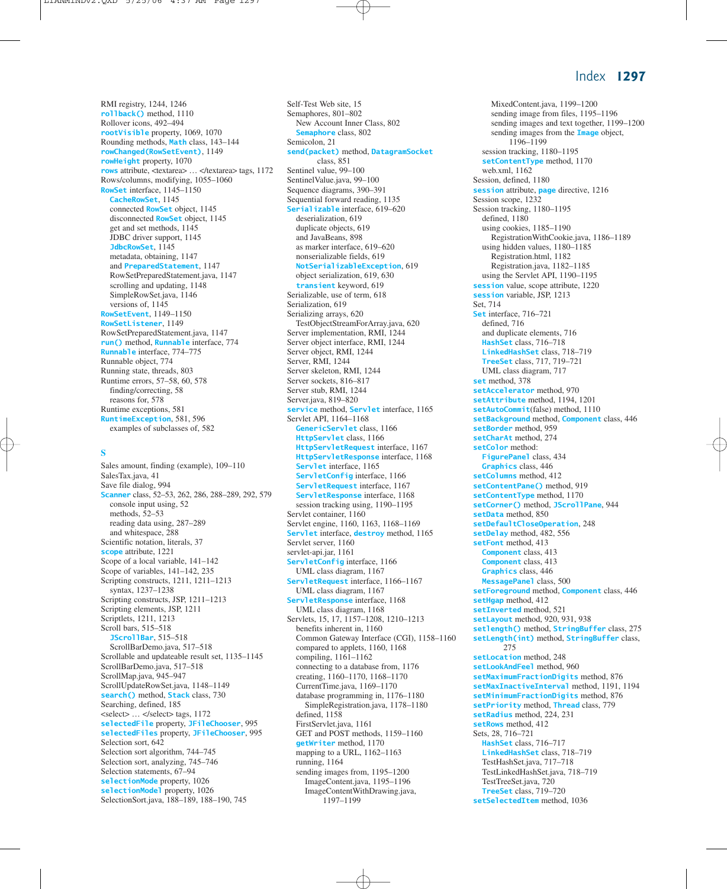RMI registry, 1244, 1246
rollback() method, 1110
Rollover icons, 492–494
rootVisible property, 1069, 1070
Rounding methods, Math class, 143–144
rowChanged(RowSetEvent), 1149
rowHeight property, 1070
rows attribute, <textarea> … </textarea> tags, 1172
Rows/columns, modifying, 1055–1060
RowSet interface, 1145–1150
  CacheRowSet, 1145
  connected RowSet object, 1145
  disconnected RowSet object, 1145
  get and set methods, 1145
  JDBC driver support, 1145
  JdbcRowSet, 1145
  metadata, obtaining, 1147
  and PreparedStatement, 1147
  RowSetPreparedStatement.java, 1147
  scrolling and updating, 1148
  SimpleRowSet.java, 1146
  versions of, 1145
RowSetEvent, 1149–1150
RowSetListener, 1149
RowSetPreparedStatement.java, 1147
run() method, Runnable interface, 774
Runnable interface, 774–775
Runnable object, 774
Running state, threads, 803
Runtime errors, 57–58, 60, 578
  finding/correcting, 58
  reasons for, 578
Runtime exceptions, 581
RuntimeException, 581, 596
  examples of subclasses of, 582

## S

Sales amount, finding (example), 109–110
SalesTax.java, 41
Save file dialog, 994
Scanner class, 52–53, 262, 286, 288–289, 292, 579
  console input using, 52
  methods, 52–53
  reading data using, 287–289
  and whitespace, 288
Scientific notation, literals, 37
scope attribute, 1221
Scope of a local variable, 141–142
Scope of variables, 141–142, 235
Scripting constructs, 1211, 1211–1213
  syntax, 1237–1238
Scripting constructs, JSP, 1211–1213
Scripting elements, JSP, 1211
Scriptlets, 1211, 1213
Scroll bars, 515–518
  JScrollBar, 515–518
  ScrollBarDemo.java, 517–518
Scrollable and updateable result set, 1135–1145
ScrollBarDemo.java, 517–518
ScrollMap.java, 945–947
ScrollUpdateRowSet.java, 1148–1149
search() method, Stack class, 730
Searching, defined, 185
<select> … </select> tags, 1172
selectedFile property, JFileChooser, 995
selectedFiles property, JFileChooser, 995
Selection sort, 642
Selection sort algorithm, 744–745
Selection sort, analyzing, 745–746
Selection statements, 67–94
selectionMode property, 1026
selectionModel property, 1026
SelectionSort.java, 188–189, 188–190, 745
Self-Test Web site, 15
Semaphores, 801–802
  New Account Inner Class, 802
  Semaphore class, 802
Semicolon, 21
send(packet) method, DatagramSocket class, 851
Sentinel value, 99–100
SentinelValue.java, 99–100
Sequence diagrams, 390–391
Sequential forward reading, 1135
Serializable interface, 619–620
  deserialization, 619
  duplicate objects, 619
  and JavaBeans, 898
  as marker interface, 619–620
  nonserializable fields, 619
  NotSerializableException, 619
  object serialization, 619, 630
  transient keyword, 619
Serializable, use of term, 618
Serialization, 619
Serializing arrays, 620
  TestObjectStreamForArray.java, 620
Server implementation, RMI, 1244
Server object interface, RMI, 1244
Server object interface, RMI, 1244
Server, RMI, 1244
Server skeleton, RMI, 1244
Server sockets, 816–817
Server stub, RMI, 1244
Server.java, 819–820
service method, Servlet interface, 1165
Servlet API, 1164–1168
  GenericServlet class, 1166
  HttpServlet class, 1166
  HttpServletRequest interface, 1167
  HttpServletResponse interface, 1168
  Servlet interface, 1165
  ServletConfig interface, 1166
  ServletRequest interface, 1167
  ServletResponse interface, 1168
  session tracking using, 1190–1195
Servlet container, 1160
Servlet engine, 1160, 1163, 1168–1169
Servlet interface, destroy method, 1165
Servlet server, 1160
servlet-api.jar, 1161
ServletConfig interface, 1166
  UML class diagram, 1167
ServletRequest interface, 1166–1167
  UML class diagram, 1167
ServletResponse interface, 1168
  UML class diagram, 1168
Servlets, 15, 17, 1157–1208, 1210–1213
  benefits inherent in, 1160
  Common Gateway Interface (CGI), 1158–1160
  compared to applets, 1160, 1168
  compiling, 1161–1162
  connecting to a database from, 1176
  creating, 1160–1170, 1168–1170
  CurrentTime.java, 1169–1170
  database programming in, 1176–1180
    SimpleRegistration.java, 1178–1180
  defined, 1158
  FirstServlet.java, 1161
  GET and POST methods, 1159–1160
  getWriter method, 1170
  mapping to a URL, 1162–1163
  running, 1164
  sending images from, 1195–1200
    ImageContent.java, 1195–1196
    ImageContentWithDrawing.java, 1197–1199
    MixedContent.java, 1199–1200
    sending image from files, 1195–1196
    sending images and text together, 1199–1200
    sending images from the Image object, 1196–1199
  session tracking, 1180–1195
  setContentType method, 1170
  web.xml, 1162
Session, defined, 1180
session attribute, page directive, 1216
Session scope, 1232
Session tracking, 1180–1195
  defined, 1180
  using cookies, 1185–1190
    RegistrationWithCookie.java, 1186–1189
  using hidden values, 1180–1185
    Registration.html, 1182
    Registration.java, 1182–1185
  using the Servlet API, 1190–1195
session value, scope attribute, 1220
session variable, JSP, 1213
Set, 714
Set interface, 716–721
  defined, 716
  and duplicate elements, 716
  HashSet class, 716–718
  LinkedHashSet class, 718–719
  TreeSet class, 717, 719–721
  UML class diagram, 717
set method, 378
setAccelerator method, 970
setAttribute method, 1194, 1201
setAutoCommit(false) method, 1110
setBackground method, Component class, 446
setBorder method, 959
setCharAt method, 274
setColor method:
  FigurePanel class, 434
  Graphics class, 446
setColumns method, 412
setContentPane() method, 919
setContentType method, 1170
setCorner() method, JScrollPane, 944
setData method, 850
setDefaultCloseOperation, 248
setDelay method, 482, 556
setFont method, 413
  Component class, 413
  Component class, 413
  Graphics class, 446
  MessagePanel class, 500
setForeground method, Component class, 446
setHgap method, 412
setInverted method, 521
setLayout method, 920, 931, 938
setlength() method, StringBuffer class, 275
setLength(int) method, StringBuffer class, 275
setLocation method, 248
setLookAndFeel method, 960
setMaximumFractionDigits method, 876
setMaxInactiveInterval method, 1191, 1194
setMinimumFractionDigits method, 876
setPriority method, Thread class, 779
setRadius method, 224, 231
setRows method, 412
Sets, 28, 716–721
  HashSet class, 716–717
  LinkedHashSet class, 718–719
  TestHashSet.java, 717–718
  TestLinkedHashSet.java, 718–719
  TestTreeSet.java, 720
  TreeSet class, 719–720
setSelectedItem method, 1036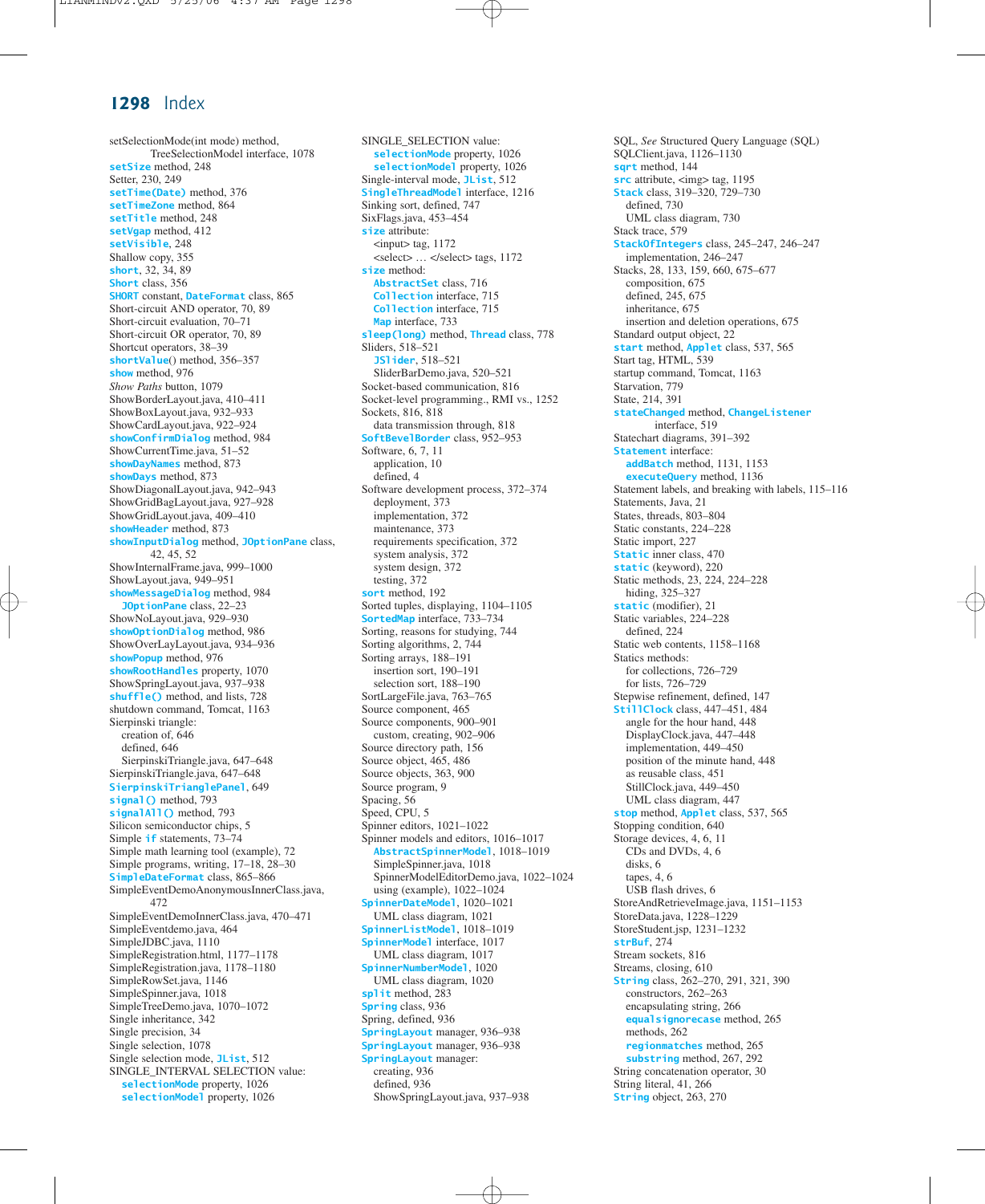# Index

setSelectionMode(int mode) method,
    TreeSelectionModel interface, 1078
setSize method, 248
Setter, 230, 249
setTime(Date) method, 376
setTimeZone method, 864
setTitle method, 248
setVgap method, 412
setVisible, 248
Shallow copy, 355
short, 32, 34, 89
Short class, 356
SHORT constant, DateFormat class, 865
Short-circuit AND operator, 70, 89
Short-circuit evaluation, 70–71
Short-circuit OR operator, 70, 89
Shortcut operators, 38–39
shortValue() method, 356–357
show method, 976
*Show Paths* button, 1079
ShowBorderLayout.java, 410–411
ShowBoxLayout.java, 932–933
ShowCardLayout.java, 922–924
showConfirmDialog method, 984
ShowCurrentTime.java, 51–52
showDayNames method, 873
showDays method, 873
ShowDiagonalLayout.java, 942–943
ShowGridBagLayout.java, 927–928
ShowGridLayout.java, 409–410
showHeader method, 873
showInputDialog method, JOptionPane class,
    42, 45, 52
ShowInternalFrame.java, 999–1000
ShowLayout.java, 949–951
showMessageDialog method, 984
    JOptionPane class, 22–23
ShowNoLayout.java, 929–930
showOptionDialog method, 986
ShowOverLayLayout.java, 934–936
showPopup method, 976
showRootHandles property, 1070
ShowSpringLayout.java, 937–938
shuffle() method, and lists, 728
shutdown command, Tomcat, 1163
Sierpinski triangle:
    creation of, 646
    defined, 646
    SierpinskiTriangle.java, 647–648
SierpinskiTriangle.java, 647–648
SierpinskiTrianglePanel, 649
signal() method, 793
signalAll() method, 793
Silicon semiconductor chips, 5
Simple if statements, 73–74
Simple math learning tool (example), 72
Simple programs, writing, 17–18, 28–30
SimpleDateFormat class, 865–866
SimpleEventDemoAnonymousInnerClass.java,
    472
SimpleEventDemoInnerClass.java, 470–471
SimpleEventdemo.java, 464
SimpleJDBC.java, 1110
SimpleRegistration.html, 1177–1178
SimpleRegistration.java, 1178–1180
SimpleRowSet.java, 1146
SimpleSpinner.java, 1018
SimpleTreeDemo.java, 1070–1072
Single inheritance, 342
Single precision, 34
Single selection, 1078
Single selection mode, JList, 512
SINGLE_INTERVAL SELECTION value:
    selectionMode property, 1026
    selectionModel property, 1026
SINGLE_SELECTION value:
    selectionMode property, 1026
    selectionModel property, 1026
Single-interval mode, JList, 512
SingleThreadModel interface, 1216
Sinking sort, defined, 747
SixFlags.java, 453–454
size attribute:
    <input> tag, 1172
    <select> … </select> tags, 1172
size method:
    AbstractSet class, 716
    Collection interface, 715
    Collection interface, 715
    Map interface, 733
sleep(long) method, Thread class, 778
Sliders, 518–521
    JSlider, 518–521
    SliderBarDemo.java, 520–521
Socket-based communication, 816
Socket-level programming., RMI vs., 1252
Sockets, 816, 818
    data transmission through, 818
SoftBevelBorder class, 952–953
Software, 6, 7, 11
    application, 10
    defined, 4
Software development process, 372–374
    deployment, 373
    implementation, 372
    maintenance, 373
    requirements specification, 372
    system analysis, 372
    system design, 372
    testing, 372
sort method, 192
Sorted tuples, displaying, 1104–1105
SortedMap interface, 733–734
Sorting, reasons for studying, 744
Sorting algorithms, 2, 744
Sorting arrays, 188–191
    insertion sort, 190–191
    selection sort, 188–190
SortLargeFile.java, 763–765
Source component, 465
Source components, 900–901
    custom, creating, 902–906
Source directory path, 156
Source object, 465, 486
Source objects, 363, 900
Source program, 9
Spacing, 56
Speed, CPU, 5
Spinner editors, 1021–1022
Spinner models and editors, 1016–1017
    AbstractSpinnerModel, 1018–1019
    SimpleSpinner.java, 1018
    SpinnerModelEditorDemo.java, 1022–1024
    using (example), 1022–1024
SpinnerDateModel, 1020–1021
    UML class diagram, 1021
SpinnerListModel, 1018–1019
SpinnerModel interface, 1017
    UML class diagram, 1017
SpinnerNumberModel, 1020
    UML class diagram, 1020
split method, 283
Spring class, 936
Spring, defined, 936
SpringLayout manager, 936–938
SpringLayout manager, 936–938
SpringLayout manager:
    creating, 936
    defined, 936
    ShowSpringLayout.java, 937–938
SQL, *See* Structured Query Language (SQL)
SQLClient.java, 1126–1130
sqrt method, 144
src attribute, <img> tag, 1195
Stack class, 319–320, 729–730
    defined, 730
    UML class diagram, 730
Stack trace, 579
StackOfIntegers class, 245–247, 246–247
    implementation, 246–247
Stacks, 28, 133, 159, 660, 675–677
    composition, 675
    defined, 245, 675
    inheritance, 675
    insertion and deletion operations, 675
Standard output object, 22
start method, Applet class, 537, 565
Start tag, HTML, 539
startup command, Tomcat, 1163
Starvation, 779
State, 214, 391
stateChanged method, ChangeListener
    interface, 519
Statechart diagrams, 391–392
Statement interface:
    addBatch method, 1131, 1153
    executeQuery method, 1136
Statement labels, and breaking with labels, 115–116
Statements, Java, 21
States, threads, 803–804
Static constants, 224–228
Static import, 227
Static inner class, 470
static (keyword), 220
Static methods, 23, 224, 224–228
    hiding, 325–327
static (modifier), 21
Static variables, 224–228
    defined, 224
Static web contents, 1158–1168
Statics methods:
    for collections, 726–729
    for lists, 726–729
Stepwise refinement, defined, 147
StillClock class, 447–451, 484
    angle for the hour hand, 448
    DisplayClock.java, 447–448
    implementation, 449–450
    position of the minute hand, 448
    as reusable class, 451
    StillClock.java, 449–450
    UML class diagram, 447
stop method, Applet class, 537, 565
Stopping condition, 640
Storage devices, 4, 6, 11
    CDs and DVDs, 4, 6
    disks, 6
    tapes, 4, 6
    USB flash drives, 6
StoreAndRetrieveImage.java, 1151–1153
StoreData.java, 1228–1229
StoreStudent.jsp, 1231–1232
strBuf, 274
Stream sockets, 816
Streams, closing, 610
String class, 262–270, 291, 321, 390
    constructors, 262–263
    encapsulating string, 266
    equalsignorecase method, 265
    methods, 262
    regionmatches method, 265
    substring method, 267, 292
String concatenation operator, 30
String literal, 41, 266
String object, 263, 270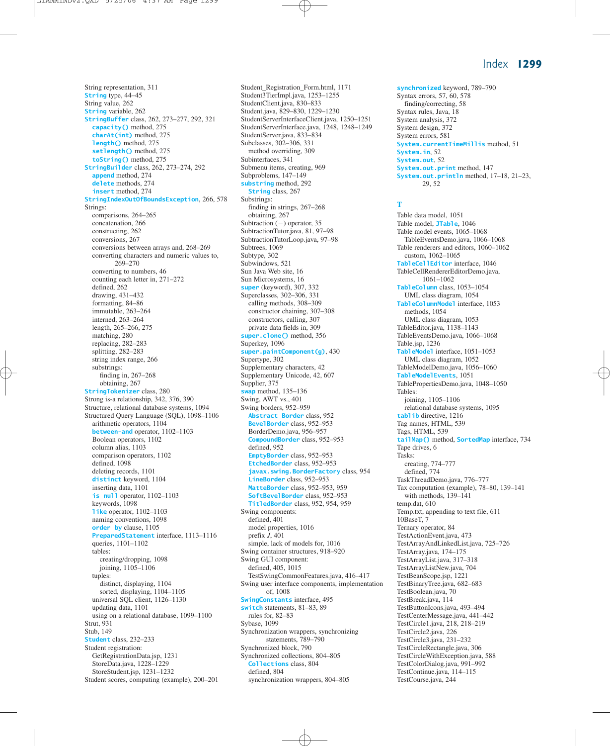String representation, 311
`String` type, 44–45
String value, 262
`String` variable, 262
`StringBuffer` class, 262, 273–277, 292, 321
  `capacity()` method, 275
  `charAt(int)` method, 275
  `length()` method, 275
  `setlength()` method, 275
  `toString()` method, 275
`StringBuilder` class, 262, 273–274, 292
  `append` method, 274
  `delete` methods, 274
  `insert` method, 274
`StringIndexOutOfBoundsException`, 266, 578
Strings:
  comparisons, 264–265
  concatenation, 266
  constructing, 262
  conversions, 267
  conversions between arrays and, 268–269
  converting characters and numeric values to, 269–270
  converting to numbers, 46
  counting each letter in, 271–272
  defined, 262
  drawing, 431–432
  formatting, 84–86
  immutable, 263–264
  interned, 263–264
  length, 265–266, 275
  matching, 280
  replacing, 282–283
  splitting, 282–283
  string index range, 266
  substrings:
    finding in, 267–268
    obtaining, 267
`StringTokenizer` class, 280
Strong is-a relationship, 342, 376, 390
Structure, relational database systems, 1094
Structured Query Language (SQL), 1098–1106
  arithmetic operators, 1104
  `between-and` operator, 1102–1103
  Boolean operators, 1102
  column alias, 1103
  comparison operators, 1102
  defined, 1098
  deleting records, 1101
  `distinct` keyword, 1104
  inserting data, 1101
  `is null` operator, 1102–1103
  keywords, 1098
  `like` operator, 1102–1103
  naming conventions, 1098
  `order by` clause, 1105
  `PreparedStatement` interface, 1113–1116
  queries, 1101–1102
  tables:
    creating/dropping, 1098
    joining, 1105–1106
  tuples:
    distinct, displaying, 1104
    sorted, displaying, 1104–1105
  universal SQL client, 1126–1130
  updating data, 1101
  using on a relational database, 1099–1100
Strut, 931
Stub, 149
`Student` class, 232–233
Student registration:
  GetRegistrationData.jsp, 1231
  StoreData.java, 1228–1229
  StoreStudent.jsp, 1231–1232
Student scores, computing (example), 200–201
Student_Registration_Form.html, 1171
Student3TierImpl.java, 1253–1255
StudentClient.java, 830–833
Student.java, 829–830, 1229–1230
StudentServerInterfaceClient.java, 1250–1251
StudentServerInterface.java, 1248, 1248–1249
StudentServer.java, 833–834
Subclasses, 302–306, 331
  method overriding, 309
Subinterfaces, 341
Submenu items, creating, 969
Subproblems, 147–149
`substring` method, 292
  `String` class, 267
Substrings:
  finding in strings, 267–268
  obtaining, 267
Subtraction (−) operator, 35
SubtractionTutor.java, 81, 97–98
SubtractionTutorLoop.java, 97–98
Subtrees, 1069
Subtype, 302
Subwindows, 521
Sun Java Web site, 16
Sun Microsystems, 16
`super` (keyword), 307, 332
Superclasses, 302–306, 331
  calling methods, 308–309
  constructor chaining, 307–308
  constructors, calling, 307
  private data fields in, 309
`super.clone()` method, 356
Superkey, 1096
`super.paintComponent(g)`, 430
Supertype, 302
Supplementary characters, 42
Supplementary Unicode, 42, 607
Supplier, 375
`swap` method, 135–136
Swing, AWT vs., 401
Swing borders, 952–959
  `Abstract Border` class, 952
  `BevelBorder` class, 952–953
  BorderDemo.java, 956–957
  `CompoundBorder` class, 952–953
  defined, 952
  `EmptyBorder` class, 952–953
  `EtchedBorder` class, 952–953
  `javax.swing.BorderFactory` class, 954
  `LineBorder` class, 952–953
  `MatteBorder` class, 952–953, 959
  `SoftBevelBorder` class, 952–953
  `TitledBorder` class, 952, 954, 959
Swing components:
  defined, 401
  model properties, 1016
  prefix *J*, 401
  simple, lack of models for, 1016
Swing container structures, 918–920
Swing GUI component:
  defined, 405, 1015
  TestSwingCommonFeatures.java, 416–417
Swing user interface components, implementation of, 1008
`SwingConstants` interface, 495
`switch` statements, 81–83, 89
  rules for, 82–83
Sybase, 1099
Synchronization wrappers, synchronizing statements, 789–790
Synchronized block, 790
Synchronized collections, 804–805
  `Collections` class, 804
  defined, 804
  synchronization wrappers, 804–805
`synchronized` keyword, 789–790
Syntax errors, 57, 60, 578
  finding/correcting, 58
Syntax rules, Java, 18
System analysis, 372
System design, 372
System errors, 581
`System.currentTimeMillis` method, 51
`System.in`, 52
`System.out`, 52
`System.out.print` method, 147
`System.out.println` method, 17–18, 21–23, 29, 52

## T

Table data model, 1051
Table model, `JTable`, 1046
Table model events, 1065–1068
  TableEventsDemo.java, 1066–1068
Table renderers and editors, 1060–1062
  custom, 1062–1065
`TableCellEditor` interface, 1046
TableCellRendererEditorDemo.java, 1061–1062
`TableColumn` class, 1053–1054
  UML class diagram, 1054
`TableColumnModel` interface, 1053
  methods, 1054
  UML class diagram, 1053
TableEditor.java, 1138–1143
TableEventsDemo.java, 1066–1068
Table.jsp, 1236
`TableModel` interface, 1051–1053
  UML class diagram, 1052
TableModelDemo.java, 1056–1060
`TableModelEvents`, 1051
TablePropertiesDemo.java, 1048–1050
Tables:
  joining, 1105–1106
  relational database systems, 1095
`taglib` directive, 1216
Tag names, HTML, 539
Tags, HTML, 539
`tailMap()` method, `SortedMap` interface, 734
Tape drives, 6
Tasks:
  creating, 774–777
  defined, 774
TaskThreadDemo.java, 776–777
Tax computation (example), 78–80, 139–141
  with methods, 139–141
temp.dat, 610
Temp.txt, appending to text file, 611
10BaseT, 7
Ternary operator, 84
TestActionEvent.java, 473
TestArrayAndLinkedList.java, 725–726
TestArray.java, 174–175
TestArrayList.java, 317–318
TestArrayListNew.java, 704
TestBeanScope.jsp, 1221
TestBinaryTree.java, 682–683
TestBoolean.java, 70
TestBreak.java, 114
TestButtonIcons.java, 493–494
TestCenterMessage.java, 441–442
TestCircle1.java, 218, 218–219
TestCircle2.java, 226
TestCircle3.java, 231–232
TestCircleRectangle.java, 306
TestCircleWithException.java, 588
TestColorDialog.java, 991–992
TestContinue.java, 114–115
TestCourse.java, 244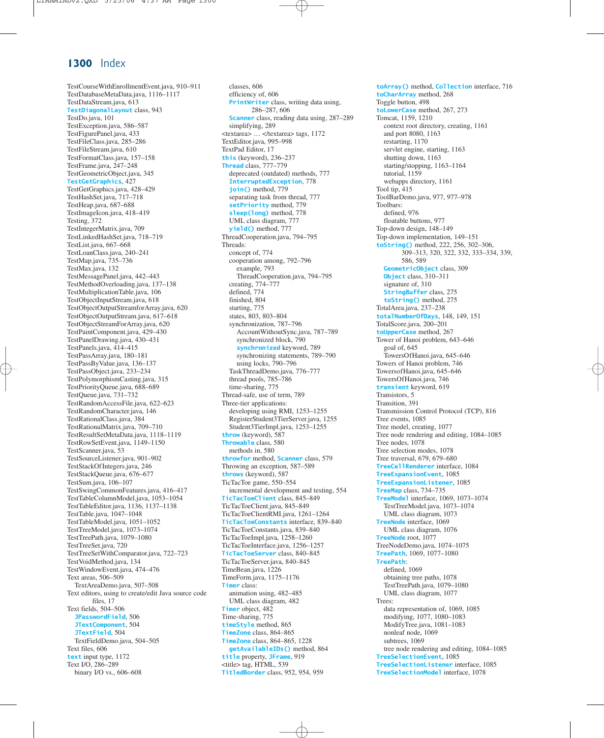# Index

TestCourseWithEnrollmentEvent.java, 910–911
TestDatabaseMetaData.java, 1116–1117
TestDataStream.java, 613
`TestDiagonalLayout` class, 943
TestDo.java, 101
TestException.java, 586–587
TestFigurePanel.java, 433
TestFileClass.java, 285–286
TestFileStream.java, 610
TestFormatClass.java, 157–158
TestFrame.java, 247–248
TestGeometricObject.java, 345
`TestGetGraphics`, 427
TestGetGraphics.java, 428–429
TestHashSet.java, 717–718
TestHeap.java, 687–688
TestImageIcon.java, 418–419
Testing, 372
TestIntegerMatrix.java, 709
TestLinkedHashSet.java, 718–719
TestList.java, 667–668
TestLoanClass.java, 240–241
TestMap.java, 735–736
TestMax.java, 132
TestMessagePanel.java, 442–443
TestMethodOverloading.java, 137–138
TestMultiplicationTable.java, 106
TestObjectInputStream.java, 618
TestObjectOutputStreamForArray.java, 620
TestObjectOutputStream.java, 617–618
TestObjectStreamForArray.java, 620
TestPaintComponent.java, 429–430
TestPanelDrawing.java, 430–431
TestPanels.java, 414–415
TestPassArray.java, 180–181
TestPassByValue.java, 136–137
TestPassObject.java, 233–234
TestPolymorphismCasting.java, 315
TestPriorityQueue.java, 688–689
TestQueue.java, 731–732
TestRandomAccessFile.java, 622–623
TestRandomCharacter.java, 146
TestRationalClass.java, 384
TestRationalMatrix.java, 709–710
TestResultSetMetaData.java, 1118–1119
TestRowSetEvent.java, 1149–1150
TestScanner.java, 53
TestSourceListener.java, 901–902
TestStackOfIntegers.java, 246
TestStackQueue.java, 676–677
TestSum.java, 106–107
TestSwingCommonFeatures.java, 416–417
TestTableColumnModel.java, 1053–1054
TestTableEditor.java, 1136, 1137–1138
TestTable.java, 1047–1048
TestTableModel.java, 1051–1052
TestTreeModel.java, 1073–1074
TestTreePath.java, 1079–1080
TestTreeSet.java, 720
TestTreeSetWithComparator.java, 722–723
TestVoidMethod.java, 134
TestWindowEvent.java, 474–476
Text areas, 506–509
  TextAreaDemo.java, 507–508
Text editors, using to create/edit Java source code files, 17
Text fields, 504–506
  `JPasswordField`, 506
  `JTextComponent`, 504
  `JTextField`, 504
  TextFieldDemo.java, 504–505
Text files, 606
`text` input type, 1172
Text I/O, 286–289
  binary I/O vs., 606–608
  classes, 606
  efficiency of, 606
  `PrintWriter` class, writing data using, 286–287, 606
  `Scanner` class, reading data using, 287–289
  simplifying, 289
<textarea> … </textarea> tags, 1172
TextEditor.java, 995–998
TextPad Editor, 17
`this` (keyword), 236–237
`Thread` class, 777–779
  deprecated (outdated) methods, 777
  `InterruptedException`, 778
  `join()` method, 779
  separating task from thread, 777
  `setPriority` method, 779
  `sleep(long)` method, 778
  UML class diagram, 777
  `yield()` method, 777
ThreadCooperation.java, 794–795
Threads:
  concept of, 774
  cooperation among, 792–796
    example, 793
    ThreadCooperation.java, 794–795
  creating, 774–777
  defined, 774
  finished, 804
  starting, 775
  states, 803, 803–804
  synchronization, 787–796
    AccountWithoutSync.java, 787–789
    synchronized block, 790
    `synchronized` keyword, 789
    synchronizing statements, 789–790
    using locks, 790–796
  TaskThreadDemo.java, 776–777
  thread pools, 785–786
  time-sharing, 775
Thread-safe, use of term, 789
Three-tier applications:
  developing using RMI, 1253–1255
  RegisterStudent3TierServer.java, 1255
  Student3TierImpl.java, 1253–1255
`throw` (keyword), 587
`Throwable` class, 580
  methods in, 580
`throwfor` method, `Scanner` class, 579
Throwing an exception, 587–589
`throws` (keyword), 587
TicTacToe game, 550–554
  incremental development and testing, 554
`TicTacToeClient` class, 845–849
TicTacToeClient.java, 845–849
TicTacToeClientRMI.java, 1261–1264
`TicTacToeConstants` interface, 839–840
TicTacToeConstants.java, 839–840
TicTacToeImpl.java, 1258–1260
TicTacToeInterface.java, 1256–1257
`TicTacToeServer` class, 840–845
TicTacToeServer.java, 840–845
TimeBean.java, 1226
TimeForm.java, 1175–1176
`Timer` class:
  animation using, 482–485
  UML class diagram, 482
`Timer` object, 482
Time-sharing, 775
`timeStyle` method, 865
`TimeZone` class, 864–865
`TimeZone` class, 864–865, 1228
  `getAvailableIDs()` method, 864
`title` property, `JFrame`, 919
<title> tag, HTML, 539
`TitledBorder` class, 952, 954, 959
`toArray()` method, `Collection` interface, 716
`toCharArray` method, 268
Toggle button, 498
`toLowerCase` method, 267, 273
Tomcat, 1159, 1210
  context root directory, creating, 1161
  and port 8080, 1163
  restarting, 1170
  servlet engine, starting, 1163
  shutting down, 1163
  starting/stopping, 1163–1164
  tutorial, 1159
  webapps directory, 1161
Tool tip, 415
ToolBarDemo.java, 977, 977–978
Toolbars:
  defined, 976
  floatable buttons, 977
Top-down design, 148–149
Top-down implementation, 149–151
`toString()` method, 222, 256, 302–306, 309–313, 320, 322, 332, 333–334, 339, 586, 589
  `GeometricObject` class, 309
  `Object` class, 310–311
  signature of, 310
  `StringBuffer` class, 275
  `toString()` method, 275
TotalArea.java, 237–238
`totalNumberOfDays`, 148, 149, 151
TotalScore.java, 200–201
`toUpperCase` method, 267
Tower of Hanoi problem, 643–646
  goal of, 645
  TowersOfHanoi.java, 645–646
Towers of Hanoi problem, 746
TowersofHanoi.java, 645–646
TowersOfHanoi.java, 746
`transient` keyword, 619
Transistors, 5
Transition, 391
Transmission Control Protocol (TCP), 816
Tree events, 1085
Tree model, creating, 1077
Tree node rendering and editing, 1084–1085
Tree nodes, 1078
Tree selection modes, 1078
Tree traversal, 679, 679–680
`TreeCellRenderer` interface, 1084
`TreeExpansionEvent`, 1085
`TreeExpansionListener`, 1085
`TreeMap` class, 734–735
`TreeModel` interface, 1069, 1073–1074
  TestTreeModel.java, 1073–1074
  UML class diagram, 1073
`TreeNode` interface, 1069
  UML class diagram, 1076
`TreeNode` root, 1077
TreeNodeDemo.java, 1074–1075
`TreePath`, 1069, 1077–1080
`TreePath`:
  defined, 1069
  obtaining tree paths, 1078
  TestTreePath.java, 1079–1080
  UML class diagram, 1077
Trees:
  data representation of, 1069, 1085
  modifying, 1077, 1080–1083
  ModifyTree.java, 1081–1083
  nonleaf node, 1069
  subtrees, 1069
  tree node rendering and editing, 1084–1085
`TreeSelectionEvent`, 1085
`TreeSelectionListener` interface, 1085
`TreeSelectionModel` interface, 1078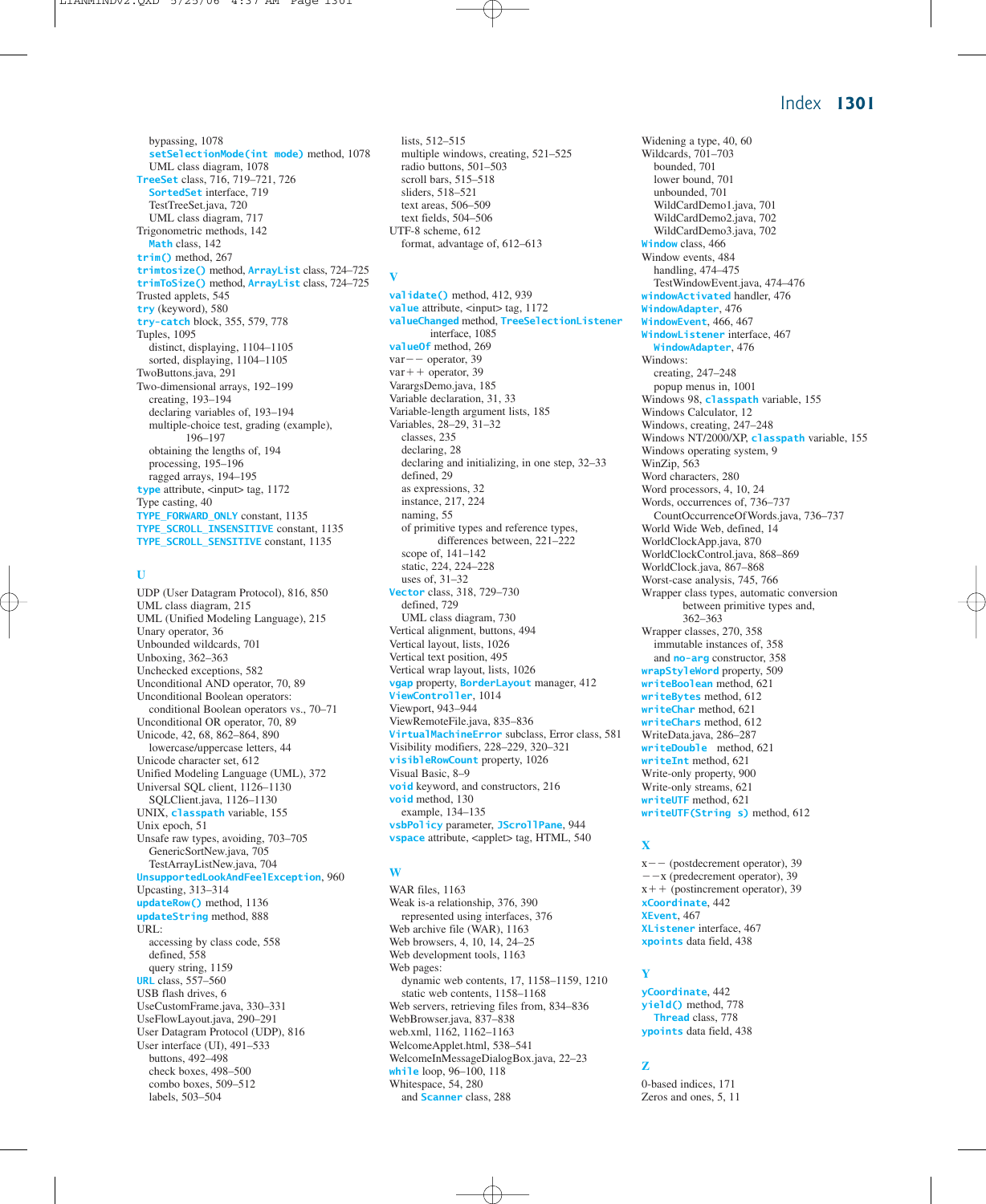bypassing, 1078
 setSelectionMode(int mode) method, 1078
 UML class diagram, 1078
TreeSet class, 716, 719–721, 726
 SortedSet interface, 719
 TestTreeSet.java, 720
 UML class diagram, 717
Trigonometric methods, 142
 Math class, 142
trim() method, 267
trimtosize() method, ArrayList class, 724–725
trimToSize() method, ArrayList class, 724–725
Trusted applets, 545
try (keyword), 580
try-catch block, 355, 579, 778
Tuples, 1095
 distinct, displaying, 1104–1105
 sorted, displaying, 1104–1105
TwoButtons.java, 291
Two-dimensional arrays, 192–199
 creating, 193–194
 declaring variables of, 193–194
 multiple-choice test, grading (example), 196–197
 obtaining the lengths of, 194
 processing, 195–196
 ragged arrays, 194–195
type attribute, <input> tag, 1172
Type casting, 40
TYPE_FORWARD_ONLY constant, 1135
TYPE_SCROLL_INSENSITIVE constant, 1135
TYPE_SCROLL_SENSITIVE constant, 1135

## U

UDP (User Datagram Protocol), 816, 850
UML class diagram, 215
UML (Unified Modeling Language), 215
Unary operator, 36
Unbounded wildcards, 701
Unboxing, 362–363
Unchecked exceptions, 582
Unconditional AND operator, 70, 89
Unconditional Boolean operators:
 conditional Boolean operators vs., 70–71
Unconditional OR operator, 70, 89
Unicode, 42, 68, 862–864, 890
 lowercase/uppercase letters, 44
Unicode character set, 612
Unified Modeling Language (UML), 372
Universal SQL client, 1126–1130
 SQLClient.java, 1126–1130
UNIX, classpath variable, 155
Unix epoch, 51
Unsafe raw types, avoiding, 703–705
 GenericSortNew.java, 705
 TestArrayListNew.java, 704
UnsupportedLookAndFeelException, 960
Upcasting, 313–314
updateRow() method, 1136
updateString method, 888
URL:
 accessing by class code, 558
 defined, 558
 query string, 1159
URL class, 557–560
USB flash drives, 6
UseCustomFrame.java, 330–331
UseFlowLayout.java, 290–291
User Datagram Protocol (UDP), 816
User interface (UI), 491–533
 buttons, 492–498
 check boxes, 498–500
 combo boxes, 509–512
 labels, 503–504
 lists, 512–515
 multiple windows, creating, 521–525
 radio buttons, 501–503
 scroll bars, 515–518
 sliders, 518–521
 text areas, 506–509
 text fields, 504–506
UTF-8 scheme, 612
 format, advantage of, 612–613

## V

validate() method, 412, 939
value attribute, <input> tag, 1172
valueChanged method, TreeSelectionListener interface, 1085
valueOf method, 269
var−− operator, 39
var++ operator, 39
VarargsDemo.java, 185
Variable declaration, 31, 33
Variable-length argument lists, 185
Variables, 28–29, 31–32
 classes, 235
 declaring, 28
 declaring and initializing, in one step, 32–33
 defined, 29
 as expressions, 32
 instance, 217, 224
 naming, 55
 of primitive types and reference types, differences between, 221–222
 scope of, 141–142
 static, 224, 224–228
 uses of, 31–32
Vector class, 318, 729–730
 defined, 729
 UML class diagram, 730
Vertical alignment, buttons, 494
Vertical layout, lists, 1026
Vertical text position, 495
Vertical wrap layout, lists, 1026
vgap property, BorderLayout manager, 412
ViewController, 1014
Viewport, 943–944
ViewRemoteFile.java, 835–836
VirtualMachineError subclass, Error class, 581
Visibility modifiers, 228–229, 320–321
visibleRowCount property, 1026
Visual Basic, 8–9
void keyword, and constructors, 216
void method, 130
 example, 134–135
vsbPolicy parameter, JScrollPane, 944
vspace attribute, <applet> tag, HTML, 540

## W

WAR files, 1163
Weak is-a relationship, 376, 390
 represented using interfaces, 376
Web archive file (WAR), 1163
Web browsers, 4, 10, 14, 24–25
Web development tools, 1163
Web pages:
 dynamic web contents, 17, 1158–1159, 1210
 static web contents, 1158–1168
Web servers, retrieving files from, 834–836
WebBrowser.java, 837–838
web.xml, 1162, 1162–1163
WelcomeApplet.html, 538–541
WelcomeInMessageDialogBox.java, 22–23
while loop, 96–100, 118
Whitespace, 54, 280
 and Scanner class, 288
Widening a type, 40, 60
Wildcards, 701–703
 bounded, 701
 lower bound, 701
 unbounded, 701
 WildCardDemo1.java, 701
 WildCardDemo2.java, 702
 WildCardDemo3.java, 702
Window class, 466
Window events, 484
 handling, 474–475
 TestWindowEvent.java, 474–476
windowActivated handler, 476
WindowAdapter, 476
WindowEvent, 466, 467
WindowListener interface, 467
 WindowAdapter, 476
Windows:
 creating, 247–248
 popup menus in, 1001
Windows 98, classpath variable, 155
Windows Calculator, 12
Windows, creating, 247–248
Windows NT/2000/XP, classpath variable, 155
Windows operating system, 9
WinZip, 563
Word characters, 280
Word processors, 4, 10, 24
Words, occurrences of, 736–737
 CountOccurrenceOfWords.java, 736–737
World Wide Web, defined, 14
WorldClockApp.java, 870
WorldClockControl.java, 868–869
WorldClock.java, 867–868
Worst-case analysis, 745, 766
Wrapper class types, automatic conversion between primitive types and, 362–363
Wrapper classes, 270, 358
 immutable instances of, 358
 and no-arg constructor, 358
wrapStyleWord property, 509
writeBoolean method, 621
writeBytes method, 612
writeChar method, 621
writeChars method, 612
WriteData.java, 286–287
writeDouble method, 621
writeInt method, 621
Write-only property, 900
Write-only streams, 621
writeUTF method, 621
writeUTF(String s) method, 612

## X

x−− (postdecrement operator), 39
−−x (predecrement operator), 39
x++ (postincrement operator), 39
xCoordinate, 442
XEvent, 467
XListener interface, 467
xpoints data field, 438

## Y

yCoordinate, 442
yield() method, 778
 Thread class, 778
ypoints data field, 438

## Z

0-based indices, 171
Zeros and ones, 5, 11